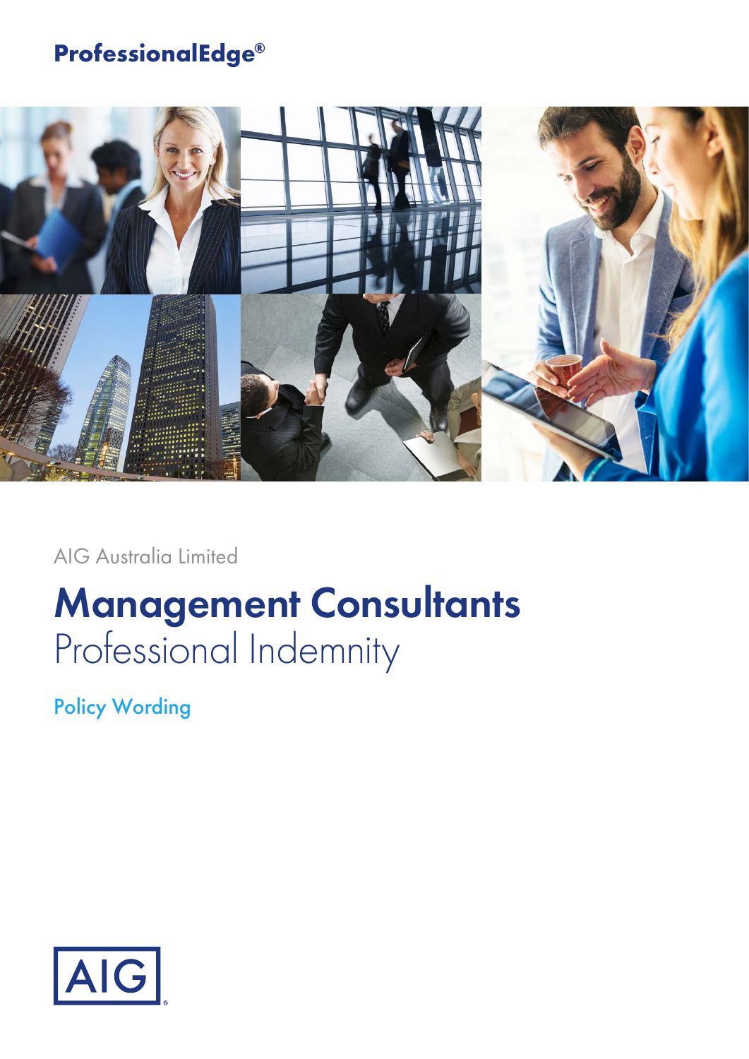**ProfessionalEdge®**

AIG Australia Limited

# Management Consultants
## Professional Indemnity

### Policy Wording

AIG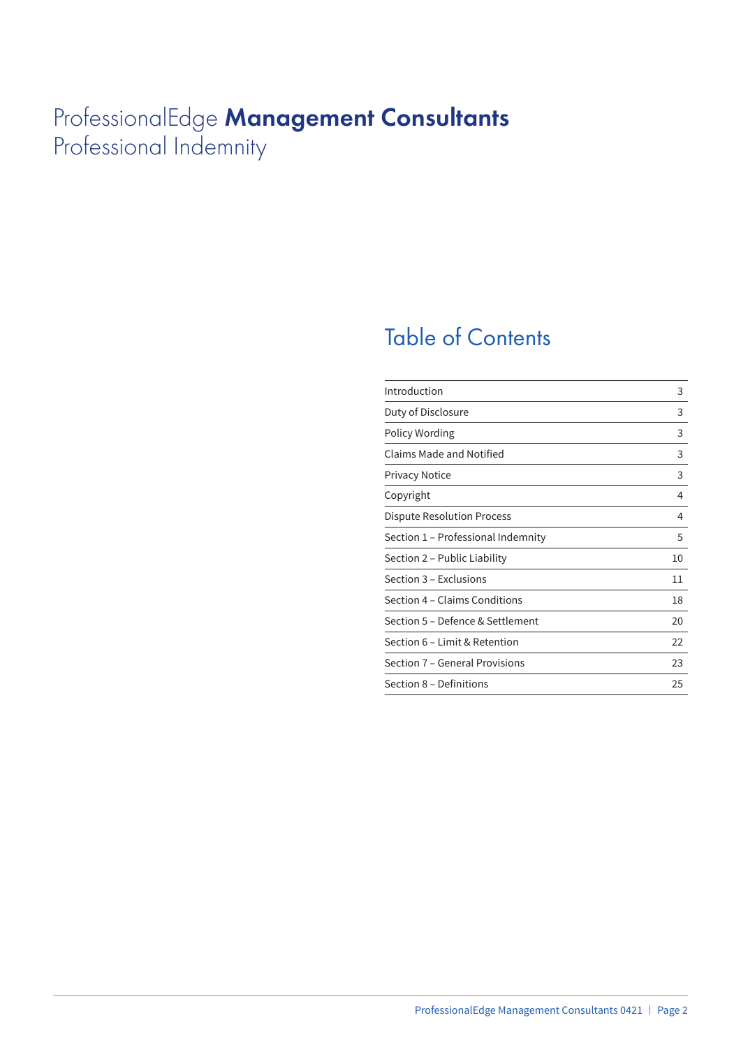# ProfessionalEdge **Management Consultants**
Professional Indemnity

## Table of Contents

| | |
|---|---|
| Introduction | 3 |
| Duty of Disclosure | 3 |
| Policy Wording | 3 |
| Claims Made and Notified | 3 |
| Privacy Notice | 3 |
| Copyright | 4 |
| Dispute Resolution Process | 4 |
| Section 1 – Professional Indemnity | 5 |
| Section 2 – Public Liability | 10 |
| Section 3 – Exclusions | 11 |
| Section 4 – Claims Conditions | 18 |
| Section 5 – Defence & Settlement | 20 |
| Section 6 – Limit & Retention | 22 |
| Section 7 – General Provisions | 23 |
| Section 8 – Definitions | 25 |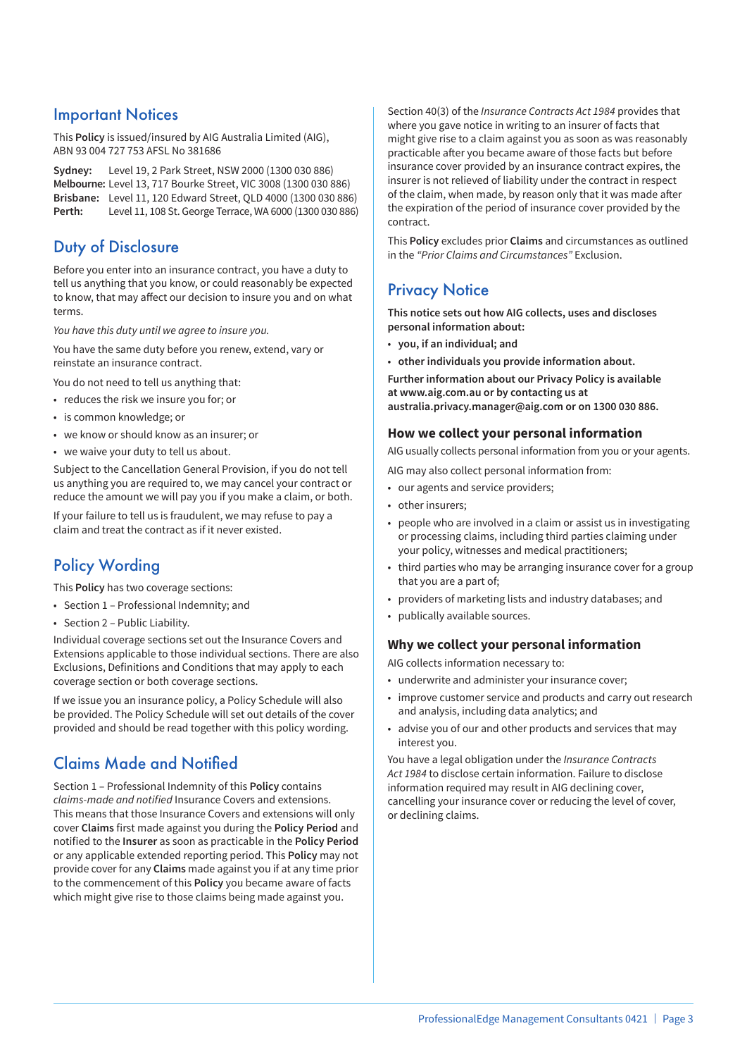## Important Notices

This **Policy** is issued/insured by AIG Australia Limited (AIG), ABN 93 004 727 753 AFSL No 381686

**Sydney:** Level 19, 2 Park Street, NSW 2000 (1300 030 886)
**Melbourne:** Level 13, 717 Bourke Street, VIC 3008 (1300 030 886)
**Brisbane:** Level 11, 120 Edward Street, QLD 4000 (1300 030 886)
**Perth:** Level 11, 108 St. George Terrace, WA 6000 (1300 030 886)

## Duty of Disclosure

Before you enter into an insurance contract, you have a duty to tell us anything that you know, or could reasonably be expected to know, that may affect our decision to insure you and on what terms.

*You have this duty until we agree to insure you.*

You have the same duty before you renew, extend, vary or reinstate an insurance contract.

You do not need to tell us anything that:

- reduces the risk we insure you for; or
- is common knowledge; or
- we know or should know as an insurer; or
- we waive your duty to tell us about.

Subject to the Cancellation General Provision, if you do not tell us anything you are required to, we may cancel your contract or reduce the amount we will pay you if you make a claim, or both.

If your failure to tell us is fraudulent, we may refuse to pay a claim and treat the contract as if it never existed.

## Policy Wording

This **Policy** has two coverage sections:

- Section 1 – Professional Indemnity; and
- Section 2 – Public Liability.

Individual coverage sections set out the Insurance Covers and Extensions applicable to those individual sections. There are also Exclusions, Definitions and Conditions that may apply to each coverage section or both coverage sections.

If we issue you an insurance policy, a Policy Schedule will also be provided. The Policy Schedule will set out details of the cover provided and should be read together with this policy wording.

## Claims Made and Notified

Section 1 – Professional Indemnity of this **Policy** contains *claims-made and notified* Insurance Covers and extensions. This means that those Insurance Covers and extensions will only cover **Claims** first made against you during the **Policy Period** and notified to the **Insurer** as soon as practicable in the **Policy Period** or any applicable extended reporting period. This **Policy** may not provide cover for any **Claims** made against you if at any time prior to the commencement of this **Policy** you became aware of facts which might give rise to those claims being made against you.

Section 40(3) of the *Insurance Contracts Act 1984* provides that where you gave notice in writing to an insurer of facts that might give rise to a claim against you as soon as was reasonably practicable after you became aware of those facts but before insurance cover provided by an insurance contract expires, the insurer is not relieved of liability under the contract in respect of the claim, when made, by reason only that it was made after the expiration of the period of insurance cover provided by the contract.

This **Policy** excludes prior **Claims** and circumstances as outlined in the *"Prior Claims and Circumstances"* Exclusion.

## Privacy Notice

**This notice sets out how AIG collects, uses and discloses personal information about:**

- **you, if an individual; and**
- **other individuals you provide information about.**

**Further information about our Privacy Policy is available at www.aig.com.au or by contacting us at australia.privacy.manager@aig.com or on 1300 030 886.**

### How we collect your personal information

AIG usually collects personal information from you or your agents.

AIG may also collect personal information from:

- our agents and service providers;
- other insurers;
- people who are involved in a claim or assist us in investigating or processing claims, including third parties claiming under your policy, witnesses and medical practitioners;
- third parties who may be arranging insurance cover for a group that you are a part of;
- providers of marketing lists and industry databases; and
- publically available sources.

### Why we collect your personal information

AIG collects information necessary to:

- underwrite and administer your insurance cover;
- improve customer service and products and carry out research and analysis, including data analytics; and
- advise you of our and other products and services that may interest you.

You have a legal obligation under the *Insurance Contracts Act 1984* to disclose certain information. Failure to disclose information required may result in AIG declining cover, cancelling your insurance cover or reducing the level of cover, or declining claims.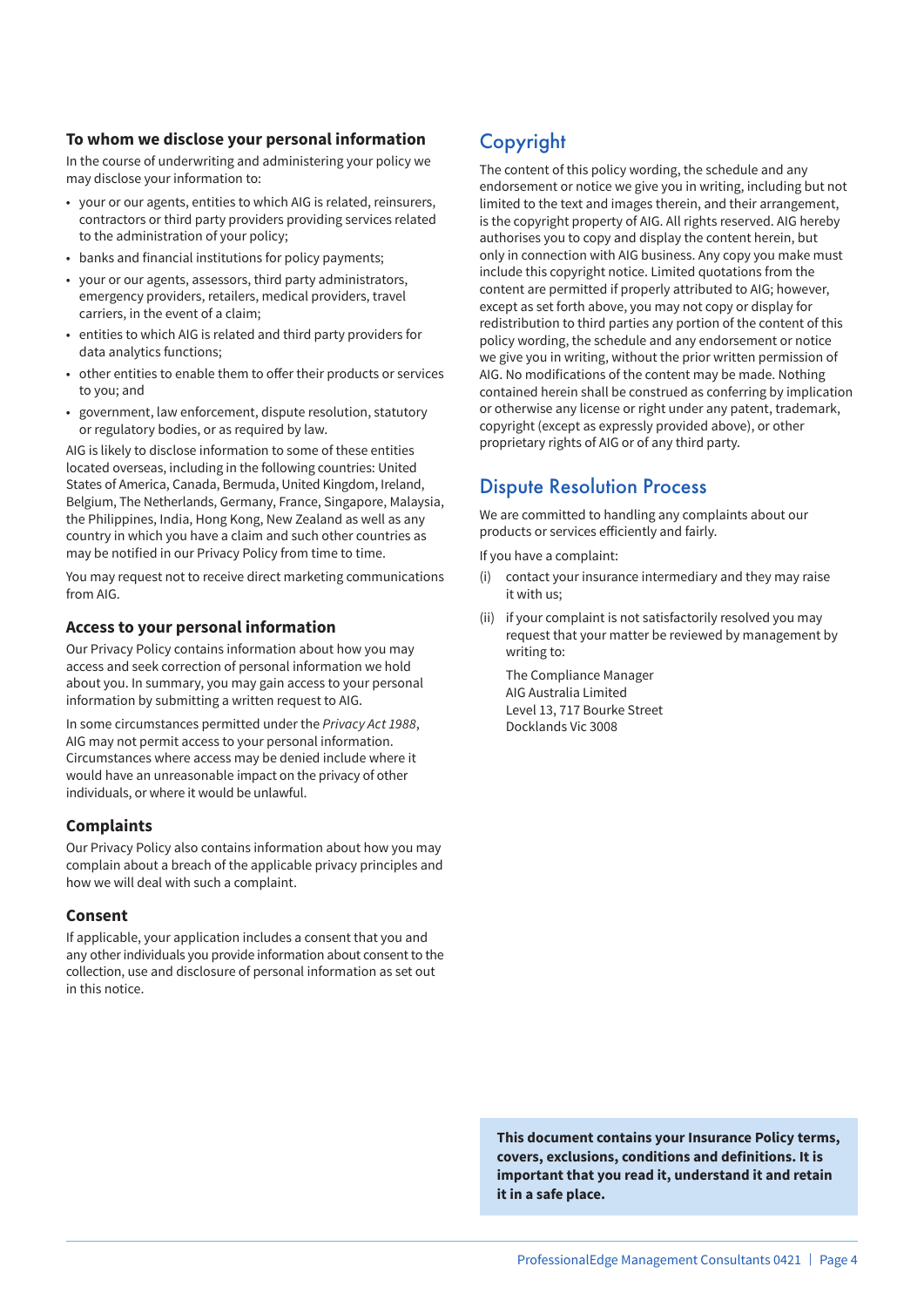### To whom we disclose your personal information

In the course of underwriting and administering your policy we may disclose your information to:

- your or our agents, entities to which AIG is related, reinsurers, contractors or third party providers providing services related to the administration of your policy;
- banks and financial institutions for policy payments;
- your or our agents, assessors, third party administrators, emergency providers, retailers, medical providers, travel carriers, in the event of a claim;
- entities to which AIG is related and third party providers for data analytics functions;
- other entities to enable them to offer their products or services to you; and
- government, law enforcement, dispute resolution, statutory or regulatory bodies, or as required by law.

AIG is likely to disclose information to some of these entities located overseas, including in the following countries: United States of America, Canada, Bermuda, United Kingdom, Ireland, Belgium, The Netherlands, Germany, France, Singapore, Malaysia, the Philippines, India, Hong Kong, New Zealand as well as any country in which you have a claim and such other countries as may be notified in our Privacy Policy from time to time.

You may request not to receive direct marketing communications from AIG.

### Access to your personal information

Our Privacy Policy contains information about how you may access and seek correction of personal information we hold about you. In summary, you may gain access to your personal information by submitting a written request to AIG.

In some circumstances permitted under the *Privacy Act 1988*, AIG may not permit access to your personal information. Circumstances where access may be denied include where it would have an unreasonable impact on the privacy of other individuals, or where it would be unlawful.

### Complaints

Our Privacy Policy also contains information about how you may complain about a breach of the applicable privacy principles and how we will deal with such a complaint.

### Consent

If applicable, your application includes a consent that you and any other individuals you provide information about consent to the collection, use and disclosure of personal information as set out in this notice.

## Copyright

The content of this policy wording, the schedule and any endorsement or notice we give you in writing, including but not limited to the text and images therein, and their arrangement, is the copyright property of AIG. All rights reserved. AIG hereby authorises you to copy and display the content herein, but only in connection with AIG business. Any copy you make must include this copyright notice. Limited quotations from the content are permitted if properly attributed to AIG; however, except as set forth above, you may not copy or display for redistribution to third parties any portion of the content of this policy wording, the schedule and any endorsement or notice we give you in writing, without the prior written permission of AIG. No modifications of the content may be made. Nothing contained herein shall be construed as conferring by implication or otherwise any license or right under any patent, trademark, copyright (except as expressly provided above), or other proprietary rights of AIG or of any third party.

## Dispute Resolution Process

We are committed to handling any complaints about our products or services efficiently and fairly.

If you have a complaint:

(i) contact your insurance intermediary and they may raise it with us;

(ii) if your complaint is not satisfactorily resolved you may request that your matter be reviewed by management by writing to:

The Compliance Manager
AIG Australia Limited
Level 13, 717 Bourke Street
Docklands Vic 3008

**This document contains your Insurance Policy terms, covers, exclusions, conditions and definitions. It is important that you read it, understand it and retain it in a safe place.**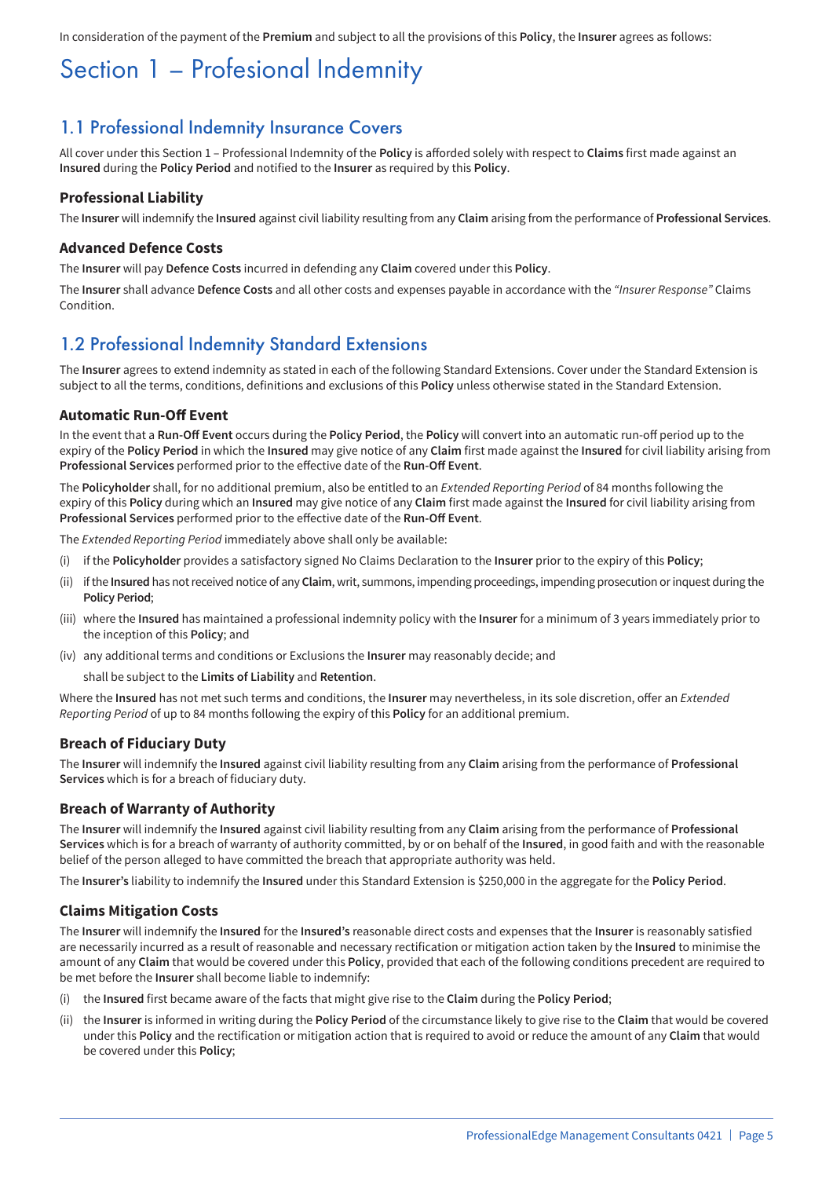In consideration of the payment of the **Premium** and subject to all the provisions of this **Policy**, the **Insurer** agrees as follows:

# Section 1 – Profesional Indemnity

## 1.1 Professional Indemnity Insurance Covers

All cover under this Section 1 – Professional Indemnity of the **Policy** is afforded solely with respect to **Claims** first made against an **Insured** during the **Policy Period** and notified to the **Insurer** as required by this **Policy**.

### Professional Liability

The **Insurer** will indemnify the **Insured** against civil liability resulting from any **Claim** arising from the performance of **Professional Services**.

### Advanced Defence Costs

The **Insurer** will pay **Defence Costs** incurred in defending any **Claim** covered under this **Policy**.

The **Insurer** shall advance **Defence Costs** and all other costs and expenses payable in accordance with the *"Insurer Response"* Claims Condition.

## 1.2 Professional Indemnity Standard Extensions

The **Insurer** agrees to extend indemnity as stated in each of the following Standard Extensions. Cover under the Standard Extension is subject to all the terms, conditions, definitions and exclusions of this **Policy** unless otherwise stated in the Standard Extension.

### Automatic Run-Off Event

In the event that a **Run-Off Event** occurs during the **Policy Period**, the **Policy** will convert into an automatic run-off period up to the expiry of the **Policy Period** in which the **Insured** may give notice of any **Claim** first made against the **Insured** for civil liability arising from **Professional Services** performed prior to the effective date of the **Run-Off Event**.

The **Policyholder** shall, for no additional premium, also be entitled to an *Extended Reporting Period* of 84 months following the expiry of this **Policy** during which an **Insured** may give notice of any **Claim** first made against the **Insured** for civil liability arising from **Professional Services** performed prior to the effective date of the **Run-Off Event**.

The *Extended Reporting Period* immediately above shall only be available:

(i) if the **Policyholder** provides a satisfactory signed No Claims Declaration to the **Insurer** prior to the expiry of this **Policy**;

(ii) if the **Insured** has not received notice of any **Claim**, writ, summons, impending proceedings, impending prosecution or inquest during the **Policy Period**;

(iii) where the **Insured** has maintained a professional indemnity policy with the **Insurer** for a minimum of 3 years immediately prior to the inception of this **Policy**; and

(iv) any additional terms and conditions or Exclusions the **Insurer** may reasonably decide; and

shall be subject to the **Limits of Liability** and **Retention**.

Where the **Insured** has not met such terms and conditions, the **Insurer** may nevertheless, in its sole discretion, offer an *Extended Reporting Period* of up to 84 months following the expiry of this **Policy** for an additional premium.

### Breach of Fiduciary Duty

The **Insurer** will indemnify the **Insured** against civil liability resulting from any **Claim** arising from the performance of **Professional Services** which is for a breach of fiduciary duty.

### Breach of Warranty of Authority

The **Insurer** will indemnify the **Insured** against civil liability resulting from any **Claim** arising from the performance of **Professional Services** which is for a breach of warranty of authority committed, by or on behalf of the **Insured**, in good faith and with the reasonable belief of the person alleged to have committed the breach that appropriate authority was held.

The **Insurer's** liability to indemnify the **Insured** under this Standard Extension is $250,000 in the aggregate for the **Policy Period**.

### Claims Mitigation Costs

The **Insurer** will indemnify the **Insured** for the **Insured's** reasonable direct costs and expenses that the **Insurer** is reasonably satisfied are necessarily incurred as a result of reasonable and necessary rectification or mitigation action taken by the **Insured** to minimise the amount of any **Claim** that would be covered under this **Policy**, provided that each of the following conditions precedent are required to be met before the **Insurer** shall become liable to indemnify:

(i) the **Insured** first became aware of the facts that might give rise to the **Claim** during the **Policy Period**;

(ii) the **Insurer** is informed in writing during the **Policy Period** of the circumstance likely to give rise to the **Claim** that would be covered under this **Policy** and the rectification or mitigation action that is required to avoid or reduce the amount of any **Claim** that would be covered under this **Policy**;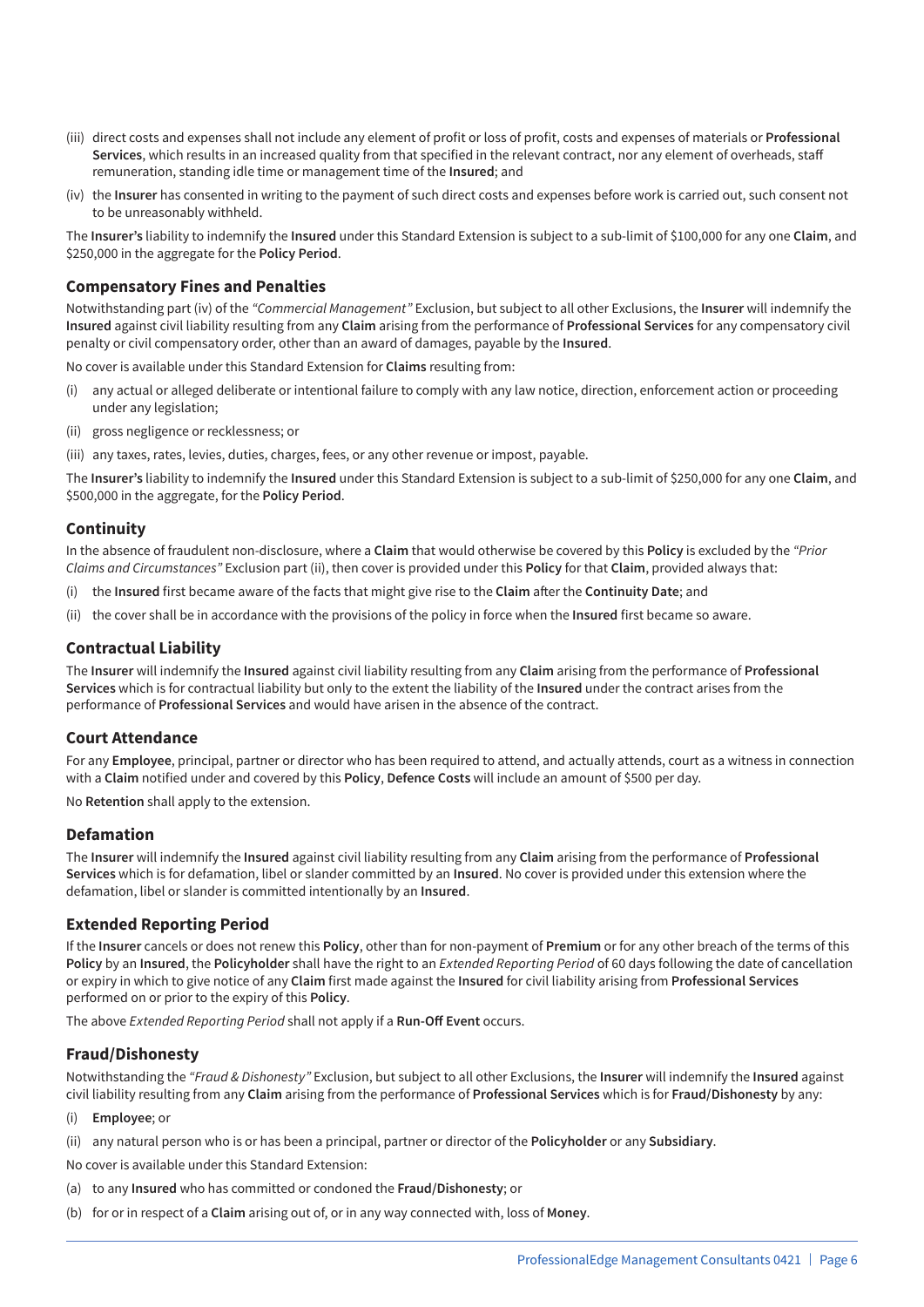(iii) direct costs and expenses shall not include any element of profit or loss of profit, costs and expenses of materials or **Professional Services**, which results in an increased quality from that specified in the relevant contract, nor any element of overheads, staff remuneration, standing idle time or management time of the **Insured**; and

(iv) the **Insurer** has consented in writing to the payment of such direct costs and expenses before work is carried out, such consent not to be unreasonably withheld.

The **Insurer's** liability to indemnify the **Insured** under this Standard Extension is subject to a sub-limit of $100,000 for any one **Claim**, and $250,000 in the aggregate for the **Policy Period**.

### Compensatory Fines and Penalties

Notwithstanding part (iv) of the *"Commercial Management"* Exclusion, but subject to all other Exclusions, the **Insurer** will indemnify the **Insured** against civil liability resulting from any **Claim** arising from the performance of **Professional Services** for any compensatory civil penalty or civil compensatory order, other than an award of damages, payable by the **Insured**.

No cover is available under this Standard Extension for **Claims** resulting from:

(i) any actual or alleged deliberate or intentional failure to comply with any law notice, direction, enforcement action or proceeding under any legislation;

(ii) gross negligence or recklessness; or

(iii) any taxes, rates, levies, duties, charges, fees, or any other revenue or impost, payable.

The **Insurer's** liability to indemnify the **Insured** under this Standard Extension is subject to a sub-limit of $250,000 for any one **Claim**, and $500,000 in the aggregate, for the **Policy Period**.

### Continuity

In the absence of fraudulent non-disclosure, where a **Claim** that would otherwise be covered by this **Policy** is excluded by the *"Prior Claims and Circumstances"* Exclusion part (ii), then cover is provided under this **Policy** for that **Claim**, provided always that:

(i) the **Insured** first became aware of the facts that might give rise to the **Claim** after the **Continuity Date**; and

(ii) the cover shall be in accordance with the provisions of the policy in force when the **Insured** first became so aware.

### Contractual Liability

The **Insurer** will indemnify the **Insured** against civil liability resulting from any **Claim** arising from the performance of **Professional Services** which is for contractual liability but only to the extent the liability of the **Insured** under the contract arises from the performance of **Professional Services** and would have arisen in the absence of the contract.

### Court Attendance

For any **Employee**, principal, partner or director who has been required to attend, and actually attends, court as a witness in connection with a **Claim** notified under and covered by this **Policy**, **Defence Costs** will include an amount of $500 per day.

No **Retention** shall apply to the extension.

### Defamation

The **Insurer** will indemnify the **Insured** against civil liability resulting from any **Claim** arising from the performance of **Professional Services** which is for defamation, libel or slander committed by an **Insured**. No cover is provided under this extension where the defamation, libel or slander is committed intentionally by an **Insured**.

### Extended Reporting Period

If the **Insurer** cancels or does not renew this **Policy**, other than for non-payment of **Premium** or for any other breach of the terms of this **Policy** by an **Insured**, the **Policyholder** shall have the right to an *Extended Reporting Period* of 60 days following the date of cancellation or expiry in which to give notice of any **Claim** first made against the **Insured** for civil liability arising from **Professional Services** performed on or prior to the expiry of this **Policy**.

The above *Extended Reporting Period* shall not apply if a **Run-Off Event** occurs.

### Fraud/Dishonesty

Notwithstanding the *"Fraud & Dishonesty"* Exclusion, but subject to all other Exclusions, the **Insurer** will indemnify the **Insured** against civil liability resulting from any **Claim** arising from the performance of **Professional Services** which is for **Fraud/Dishonesty** by any:

(i) **Employee**; or

(ii) any natural person who is or has been a principal, partner or director of the **Policyholder** or any **Subsidiary**.

No cover is available under this Standard Extension:

(a) to any **Insured** who has committed or condoned the **Fraud/Dishonesty**; or

(b) for or in respect of a **Claim** arising out of, or in any way connected with, loss of **Money**.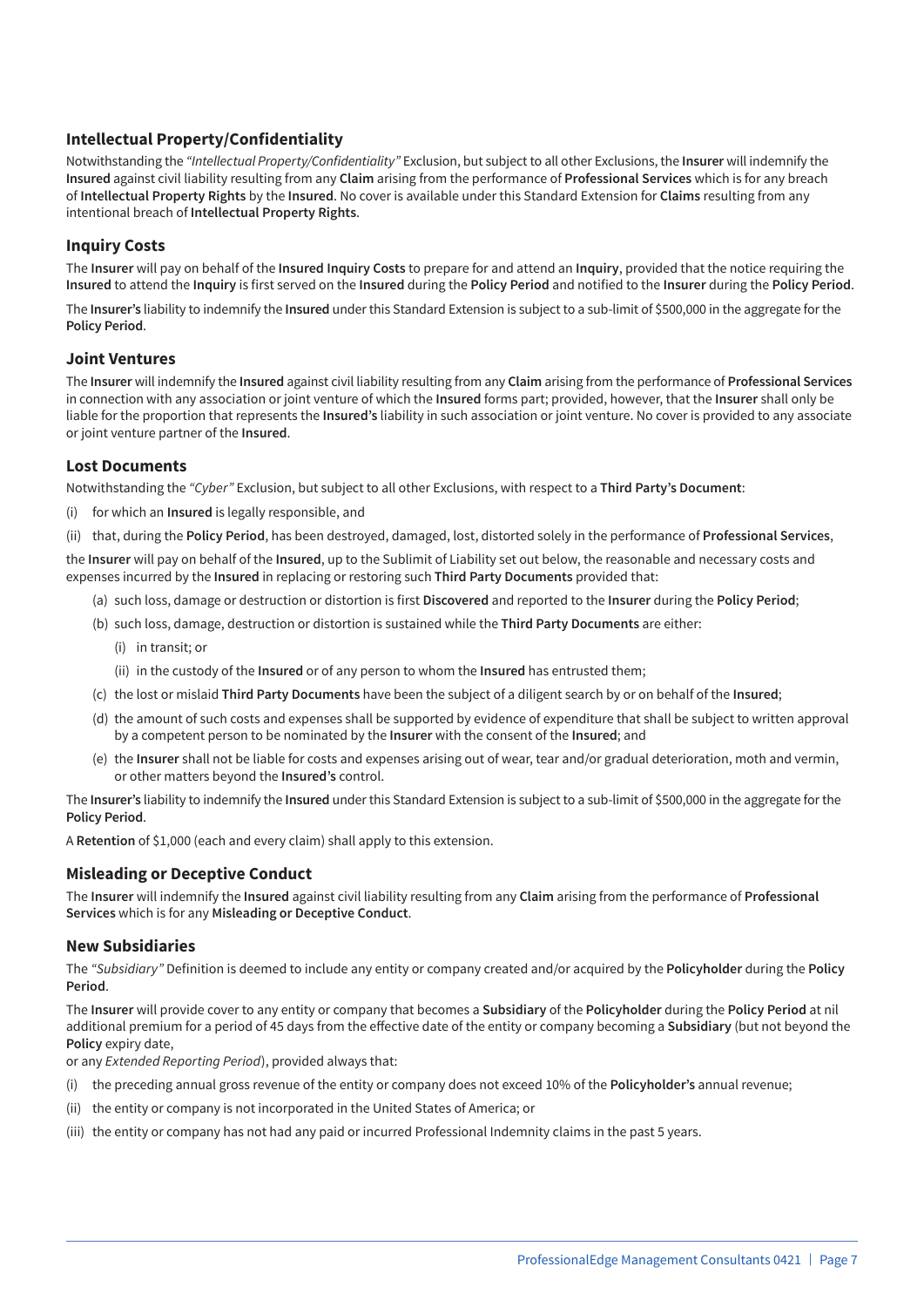## Intellectual Property/Confidentiality

Notwithstanding the *"Intellectual Property/Confidentiality"* Exclusion, but subject to all other Exclusions, the **Insurer** will indemnify the **Insured** against civil liability resulting from any **Claim** arising from the performance of **Professional Services** which is for any breach of **Intellectual Property Rights** by the **Insured**. No cover is available under this Standard Extension for **Claims** resulting from any intentional breach of **Intellectual Property Rights**.

## Inquiry Costs

The **Insurer** will pay on behalf of the **Insured Inquiry Costs** to prepare for and attend an **Inquiry**, provided that the notice requiring the **Insured** to attend the **Inquiry** is first served on the **Insured** during the **Policy Period** and notified to the **Insurer** during the **Policy Period**.

The **Insurer's** liability to indemnify the **Insured** under this Standard Extension is subject to a sub-limit of $500,000 in the aggregate for the **Policy Period**.

## Joint Ventures

The **Insurer** will indemnify the **Insured** against civil liability resulting from any **Claim** arising from the performance of **Professional Services** in connection with any association or joint venture of which the **Insured** forms part; provided, however, that the **Insurer** shall only be liable for the proportion that represents the **Insured's** liability in such association or joint venture. No cover is provided to any associate or joint venture partner of the **Insured**.

## Lost Documents

Notwithstanding the *"Cyber"* Exclusion, but subject to all other Exclusions, with respect to a **Third Party's Document**:

(i) for which an **Insured** is legally responsible, and

(ii) that, during the **Policy Period**, has been destroyed, damaged, lost, distorted solely in the performance of **Professional Services**,

the **Insurer** will pay on behalf of the **Insured**, up to the Sublimit of Liability set out below, the reasonable and necessary costs and expenses incurred by the **Insured** in replacing or restoring such **Third Party Documents** provided that:

- (a) such loss, damage or destruction or distortion is first **Discovered** and reported to the **Insurer** during the **Policy Period**;
- (b) such loss, damage, destruction or distortion is sustained while the **Third Party Documents** are either:
  - (i) in transit; or
  - (ii) in the custody of the **Insured** or of any person to whom the **Insured** has entrusted them;
- (c) the lost or mislaid **Third Party Documents** have been the subject of a diligent search by or on behalf of the **Insured**;
- (d) the amount of such costs and expenses shall be supported by evidence of expenditure that shall be subject to written approval by a competent person to be nominated by the **Insurer** with the consent of the **Insured**; and
- (e) the **Insurer** shall not be liable for costs and expenses arising out of wear, tear and/or gradual deterioration, moth and vermin, or other matters beyond the **Insured's** control.

The **Insurer's** liability to indemnify the **Insured** under this Standard Extension is subject to a sub-limit of $500,000 in the aggregate for the **Policy Period**.

A **Retention** of $1,000 (each and every claim) shall apply to this extension.

## Misleading or Deceptive Conduct

The **Insurer** will indemnify the **Insured** against civil liability resulting from any **Claim** arising from the performance of **Professional Services** which is for any **Misleading or Deceptive Conduct**.

## New Subsidiaries

The *"Subsidiary"* Definition is deemed to include any entity or company created and/or acquired by the **Policyholder** during the **Policy Period**.

The **Insurer** will provide cover to any entity or company that becomes a **Subsidiary** of the **Policyholder** during the **Policy Period** at nil additional premium for a period of 45 days from the effective date of the entity or company becoming a **Subsidiary** (but not beyond the **Policy** expiry date,
or any *Extended Reporting Period*), provided always that:

(i) the preceding annual gross revenue of the entity or company does not exceed 10% of the **Policyholder's** annual revenue;

(ii) the entity or company is not incorporated in the United States of America; or

(iii) the entity or company has not had any paid or incurred Professional Indemnity claims in the past 5 years.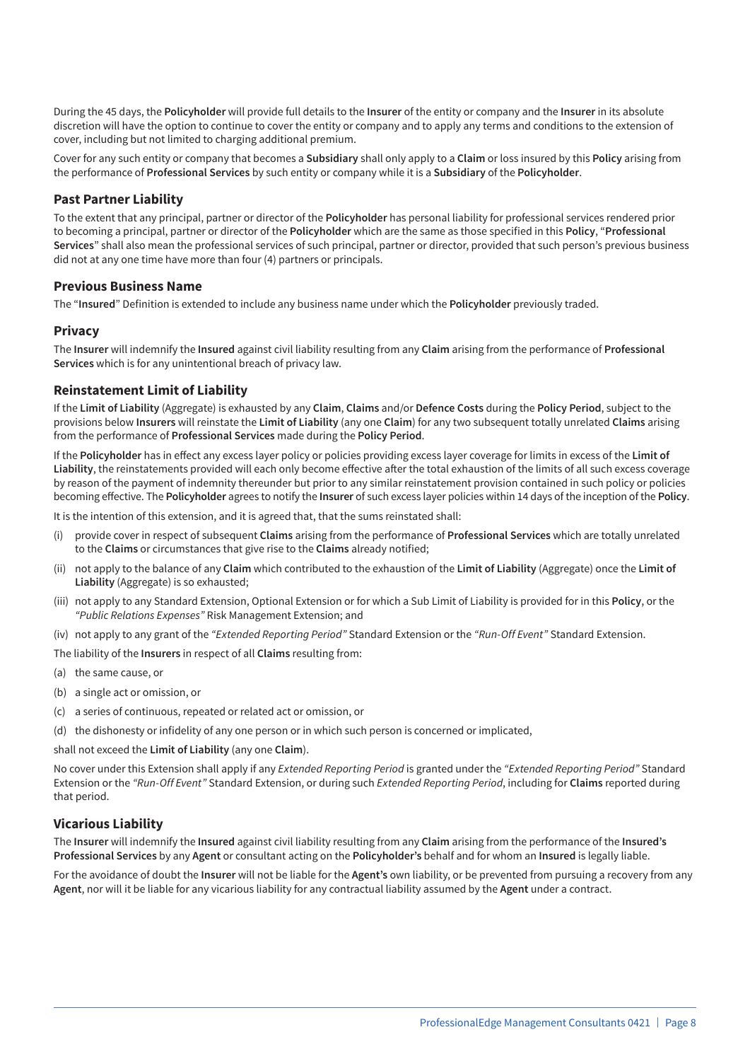During the 45 days, the **Policyholder** will provide full details to the **Insurer** of the entity or company and the **Insurer** in its absolute discretion will have the option to continue to cover the entity or company and to apply any terms and conditions to the extension of cover, including but not limited to charging additional premium.

Cover for any such entity or company that becomes a **Subsidiary** shall only apply to a **Claim** or loss insured by this **Policy** arising from the performance of **Professional Services** by such entity or company while it is a **Subsidiary** of the **Policyholder**.

### Past Partner Liability

To the extent that any principal, partner or director of the **Policyholder** has personal liability for professional services rendered prior to becoming a principal, partner or director of the **Policyholder** which are the same as those specified in this **Policy**, "**Professional Services**" shall also mean the professional services of such principal, partner or director, provided that such person's previous business did not at any one time have more than four (4) partners or principals.

### Previous Business Name

The "**Insured**" Definition is extended to include any business name under which the **Policyholder** previously traded.

### Privacy

The **Insurer** will indemnify the **Insured** against civil liability resulting from any **Claim** arising from the performance of **Professional Services** which is for any unintentional breach of privacy law.

### Reinstatement Limit of Liability

If the **Limit of Liability** (Aggregate) is exhausted by any **Claim**, **Claims** and/or **Defence Costs** during the **Policy Period**, subject to the provisions below **Insurers** will reinstate the **Limit of Liability** (any one **Claim**) for any two subsequent totally unrelated **Claims** arising from the performance of **Professional Services** made during the **Policy Period**.

If the **Policyholder** has in effect any excess layer policy or policies providing excess layer coverage for limits in excess of the **Limit of Liability**, the reinstatements provided will each only become effective after the total exhaustion of the limits of all such excess coverage by reason of the payment of indemnity thereunder but prior to any similar reinstatement provision contained in such policy or policies becoming effective. The **Policyholder** agrees to notify the **Insurer** of such excess layer policies within 14 days of the inception of the **Policy**.

It is the intention of this extension, and it is agreed that, that the sums reinstated shall:

(i) provide cover in respect of subsequent **Claims** arising from the performance of **Professional Services** which are totally unrelated to the **Claims** or circumstances that give rise to the **Claims** already notified;

(ii) not apply to the balance of any **Claim** which contributed to the exhaustion of the **Limit of Liability** (Aggregate) once the **Limit of Liability** (Aggregate) is so exhausted;

(iii) not apply to any Standard Extension, Optional Extension or for which a Sub Limit of Liability is provided for in this **Policy**, or the *"Public Relations Expenses"* Risk Management Extension; and

(iv) not apply to any grant of the *"Extended Reporting Period"* Standard Extension or the *"Run-Off Event"* Standard Extension.

The liability of the **Insurers** in respect of all **Claims** resulting from:

(a) the same cause, or

(b) a single act or omission, or

(c) a series of continuous, repeated or related act or omission, or

(d) the dishonesty or infidelity of any one person or in which such person is concerned or implicated,

shall not exceed the **Limit of Liability** (any one **Claim**).

No cover under this Extension shall apply if any *Extended Reporting Period* is granted under the *"Extended Reporting Period"* Standard Extension or the *"Run-Off Event"* Standard Extension, or during such *Extended Reporting Period*, including for **Claims** reported during that period.

### Vicarious Liability

The **Insurer** will indemnify the **Insured** against civil liability resulting from any **Claim** arising from the performance of the **Insured's Professional Services** by any **Agent** or consultant acting on the **Policyholder's** behalf and for whom an **Insured** is legally liable.

For the avoidance of doubt the **Insurer** will not be liable for the **Agent's** own liability, or be prevented from pursuing a recovery from any **Agent**, nor will it be liable for any vicarious liability for any contractual liability assumed by the **Agent** under a contract.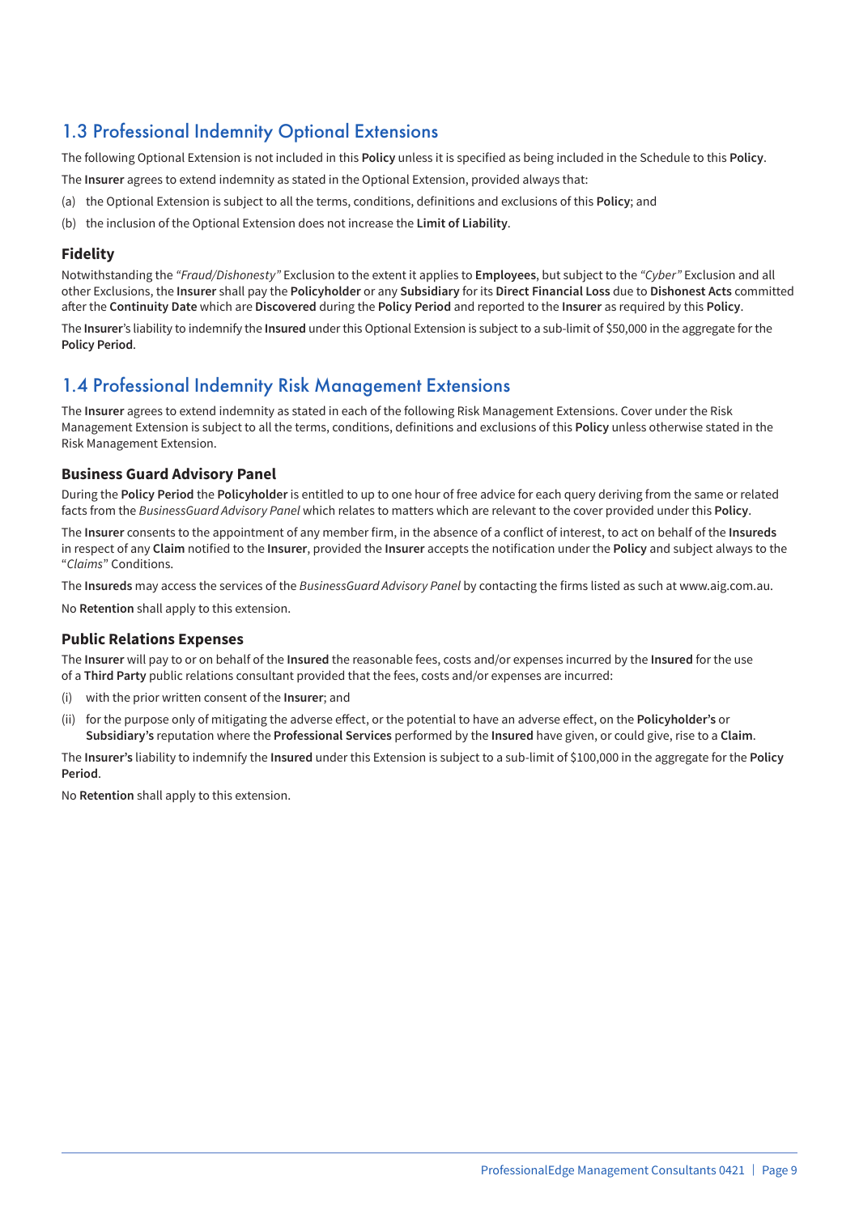## 1.3 Professional Indemnity Optional Extensions

The following Optional Extension is not included in this **Policy** unless it is specified as being included in the Schedule to this **Policy**.

The **Insurer** agrees to extend indemnity as stated in the Optional Extension, provided always that:

(a) the Optional Extension is subject to all the terms, conditions, definitions and exclusions of this **Policy**; and

(b) the inclusion of the Optional Extension does not increase the **Limit of Liability**.

### Fidelity

Notwithstanding the *"Fraud/Dishonesty"* Exclusion to the extent it applies to **Employees**, but subject to the *"Cyber"* Exclusion and all other Exclusions, the **Insurer** shall pay the **Policyholder** or any **Subsidiary** for its **Direct Financial Loss** due to **Dishonest Acts** committed after the **Continuity Date** which are **Discovered** during the **Policy Period** and reported to the **Insurer** as required by this **Policy**.

The **Insurer**'s liability to indemnify the **Insured** under this Optional Extension is subject to a sub-limit of $50,000 in the aggregate for the **Policy Period**.

## 1.4 Professional Indemnity Risk Management Extensions

The **Insurer** agrees to extend indemnity as stated in each of the following Risk Management Extensions. Cover under the Risk Management Extension is subject to all the terms, conditions, definitions and exclusions of this **Policy** unless otherwise stated in the Risk Management Extension.

### Business Guard Advisory Panel

During the **Policy Period** the **Policyholder** is entitled to up to one hour of free advice for each query deriving from the same or related facts from the *BusinessGuard Advisory Panel* which relates to matters which are relevant to the cover provided under this **Policy**.

The **Insurer** consents to the appointment of any member firm, in the absence of a conflict of interest, to act on behalf of the **Insureds** in respect of any **Claim** notified to the **Insurer**, provided the **Insurer** accepts the notification under the **Policy** and subject always to the "*Claims*" Conditions.

The **Insureds** may access the services of the *BusinessGuard Advisory Panel* by contacting the firms listed as such at www.aig.com.au.

No **Retention** shall apply to this extension.

### Public Relations Expenses

The **Insurer** will pay to or on behalf of the **Insured** the reasonable fees, costs and/or expenses incurred by the **Insured** for the use of a **Third Party** public relations consultant provided that the fees, costs and/or expenses are incurred:

(i) with the prior written consent of the **Insurer**; and

(ii) for the purpose only of mitigating the adverse effect, or the potential to have an adverse effect, on the **Policyholder's** or **Subsidiary's** reputation where the **Professional Services** performed by the **Insured** have given, or could give, rise to a **Claim**.

The **Insurer's** liability to indemnify the **Insured** under this Extension is subject to a sub-limit of $100,000 in the aggregate for the **Policy Period**.

No **Retention** shall apply to this extension.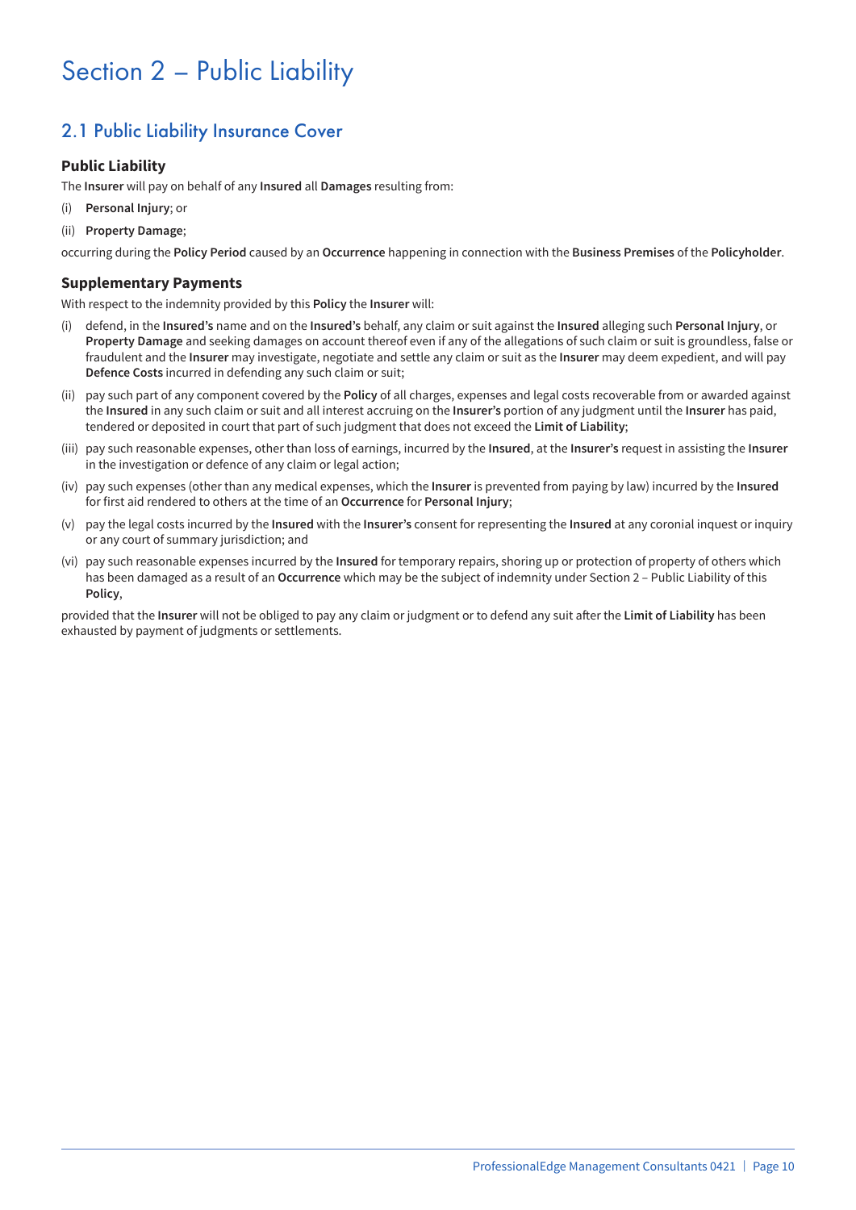# Section 2 – Public Liability

## 2.1 Public Liability Insurance Cover

### Public Liability

The **Insurer** will pay on behalf of any **Insured** all **Damages** resulting from:

(i) **Personal Injury**; or

(ii) **Property Damage**;

occurring during the **Policy Period** caused by an **Occurrence** happening in connection with the **Business Premises** of the **Policyholder**.

### Supplementary Payments

With respect to the indemnity provided by this **Policy** the **Insurer** will:

(i) defend, in the **Insured's** name and on the **Insured's** behalf, any claim or suit against the **Insured** alleging such **Personal Injury**, or **Property Damage** and seeking damages on account thereof even if any of the allegations of such claim or suit is groundless, false or fraudulent and the **Insurer** may investigate, negotiate and settle any claim or suit as the **Insurer** may deem expedient, and will pay **Defence Costs** incurred in defending any such claim or suit;

(ii) pay such part of any component covered by the **Policy** of all charges, expenses and legal costs recoverable from or awarded against the **Insured** in any such claim or suit and all interest accruing on the **Insurer's** portion of any judgment until the **Insurer** has paid, tendered or deposited in court that part of such judgment that does not exceed the **Limit of Liability**;

(iii) pay such reasonable expenses, other than loss of earnings, incurred by the **Insured**, at the **Insurer's** request in assisting the **Insurer** in the investigation or defence of any claim or legal action;

(iv) pay such expenses (other than any medical expenses, which the **Insurer** is prevented from paying by law) incurred by the **Insured** for first aid rendered to others at the time of an **Occurrence** for **Personal Injury**;

(v) pay the legal costs incurred by the **Insured** with the **Insurer's** consent for representing the **Insured** at any coronial inquest or inquiry or any court of summary jurisdiction; and

(vi) pay such reasonable expenses incurred by the **Insured** for temporary repairs, shoring up or protection of property of others which has been damaged as a result of an **Occurrence** which may be the subject of indemnity under Section 2 – Public Liability of this **Policy**,

provided that the **Insurer** will not be obliged to pay any claim or judgment or to defend any suit after the **Limit of Liability** has been exhausted by payment of judgments or settlements.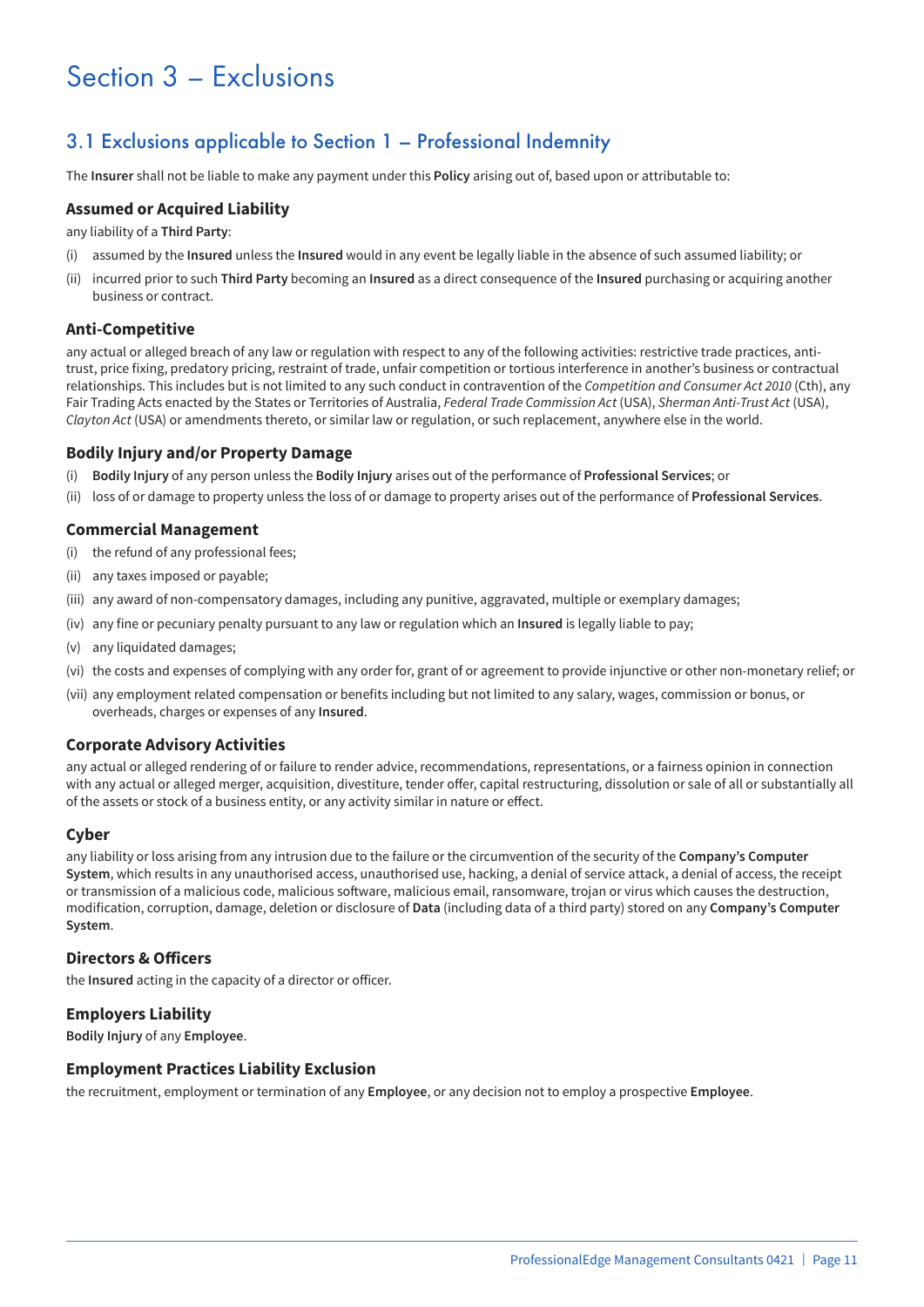# Section 3 – Exclusions

## 3.1 Exclusions applicable to Section 1 – Professional Indemnity

The **Insurer** shall not be liable to make any payment under this **Policy** arising out of, based upon or attributable to:

### Assumed or Acquired Liability

any liability of a **Third Party**:

(i) assumed by the **Insured** unless the **Insured** would in any event be legally liable in the absence of such assumed liability; or

(ii) incurred prior to such **Third Party** becoming an **Insured** as a direct consequence of the **Insured** purchasing or acquiring another business or contract.

### Anti-Competitive

any actual or alleged breach of any law or regulation with respect to any of the following activities: restrictive trade practices, anti-trust, price fixing, predatory pricing, restraint of trade, unfair competition or tortious interference in another's business or contractual relationships. This includes but is not limited to any such conduct in contravention of the *Competition and Consumer Act 2010* (Cth), any Fair Trading Acts enacted by the States or Territories of Australia, *Federal Trade Commission Act* (USA), *Sherman Anti-Trust Act* (USA), *Clayton Act* (USA) or amendments thereto, or similar law or regulation, or such replacement, anywhere else in the world.

### Bodily Injury and/or Property Damage

(i) **Bodily Injury** of any person unless the **Bodily Injury** arises out of the performance of **Professional Services**; or

(ii) loss of or damage to property unless the loss of or damage to property arises out of the performance of **Professional Services**.

### Commercial Management

(i) the refund of any professional fees;

(ii) any taxes imposed or payable;

(iii) any award of non-compensatory damages, including any punitive, aggravated, multiple or exemplary damages;

(iv) any fine or pecuniary penalty pursuant to any law or regulation which an **Insured** is legally liable to pay;

(v) any liquidated damages;

(vi) the costs and expenses of complying with any order for, grant of or agreement to provide injunctive or other non-monetary relief; or

(vii) any employment related compensation or benefits including but not limited to any salary, wages, commission or bonus, or overheads, charges or expenses of any **Insured**.

### Corporate Advisory Activities

any actual or alleged rendering of or failure to render advice, recommendations, representations, or a fairness opinion in connection with any actual or alleged merger, acquisition, divestiture, tender offer, capital restructuring, dissolution or sale of all or substantially all of the assets or stock of a business entity, or any activity similar in nature or effect.

### Cyber

any liability or loss arising from any intrusion due to the failure or the circumvention of the security of the **Company's Computer System**, which results in any unauthorised access, unauthorised use, hacking, a denial of service attack, a denial of access, the receipt or transmission of a malicious code, malicious software, malicious email, ransomware, trojan or virus which causes the destruction, modification, corruption, damage, deletion or disclosure of **Data** (including data of a third party) stored on any **Company's Computer System**.

### Directors & Officers

the **Insured** acting in the capacity of a director or officer.

### Employers Liability

**Bodily Injury** of any **Employee**.

### Employment Practices Liability Exclusion

the recruitment, employment or termination of any **Employee**, or any decision not to employ a prospective **Employee**.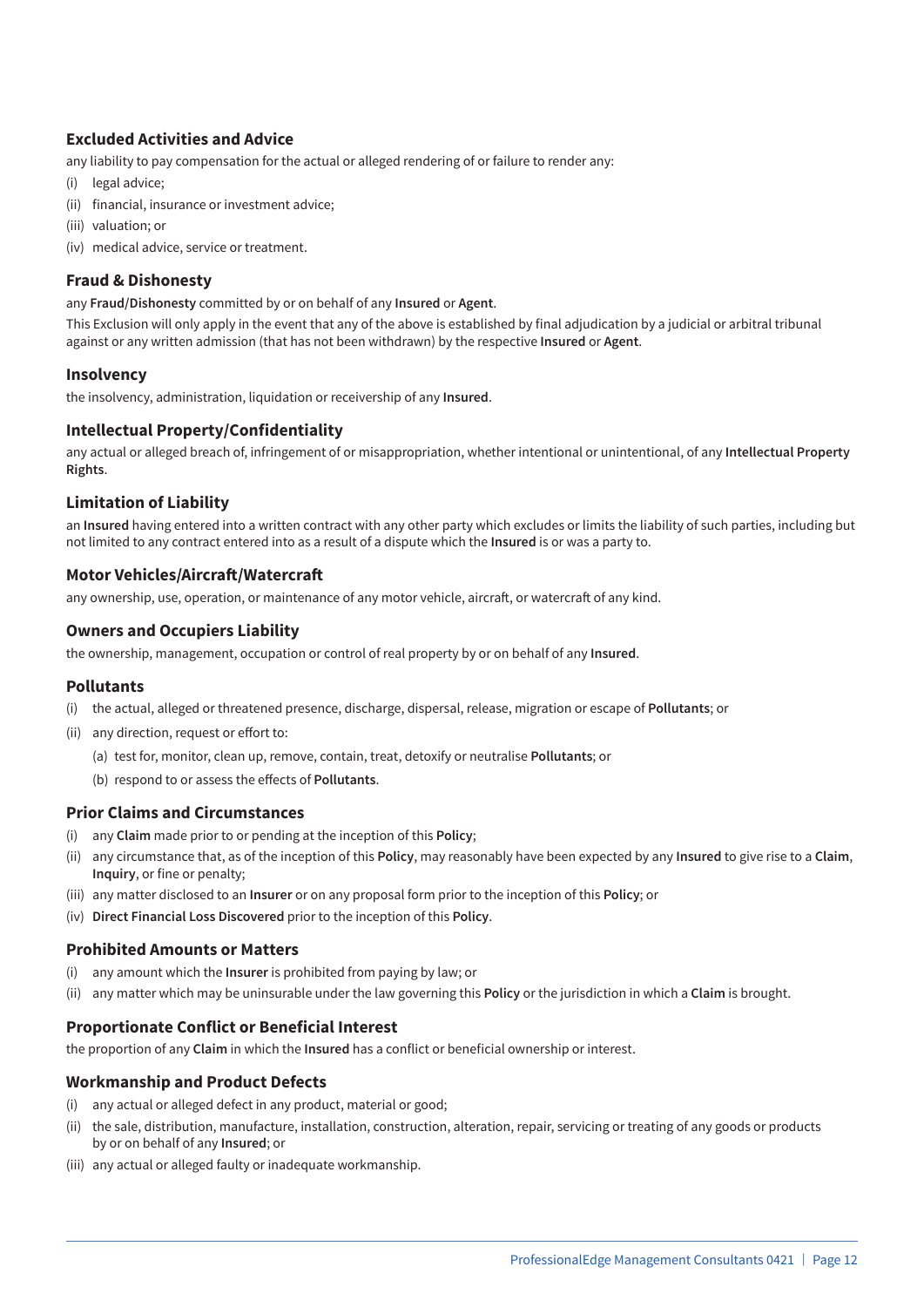### Excluded Activities and Advice

any liability to pay compensation for the actual or alleged rendering of or failure to render any:

(i) legal advice;

(ii) financial, insurance or investment advice;

(iii) valuation; or

(iv) medical advice, service or treatment.

### Fraud & Dishonesty

any **Fraud/Dishonesty** committed by or on behalf of any **Insured** or **Agent**.

This Exclusion will only apply in the event that any of the above is established by final adjudication by a judicial or arbitral tribunal against or any written admission (that has not been withdrawn) by the respective **Insured** or **Agent**.

### Insolvency

the insolvency, administration, liquidation or receivership of any **Insured**.

### Intellectual Property/Confidentiality

any actual or alleged breach of, infringement of or misappropriation, whether intentional or unintentional, of any **Intellectual Property Rights**.

### Limitation of Liability

an **Insured** having entered into a written contract with any other party which excludes or limits the liability of such parties, including but not limited to any contract entered into as a result of a dispute which the **Insured** is or was a party to.

### Motor Vehicles/Aircraft/Watercraft

any ownership, use, operation, or maintenance of any motor vehicle, aircraft, or watercraft of any kind.

### Owners and Occupiers Liability

the ownership, management, occupation or control of real property by or on behalf of any **Insured**.

### Pollutants

(i) the actual, alleged or threatened presence, discharge, dispersal, release, migration or escape of **Pollutants**; or

(ii) any direction, request or effort to:

    (a) test for, monitor, clean up, remove, contain, treat, detoxify or neutralise **Pollutants**; or

    (b) respond to or assess the effects of **Pollutants**.

### Prior Claims and Circumstances

(i) any **Claim** made prior to or pending at the inception of this **Policy**;

(ii) any circumstance that, as of the inception of this **Policy**, may reasonably have been expected by any **Insured** to give rise to a **Claim**, **Inquiry**, or fine or penalty;

(iii) any matter disclosed to an **Insurer** or on any proposal form prior to the inception of this **Policy**; or

(iv) **Direct Financial Loss Discovered** prior to the inception of this **Policy**.

### Prohibited Amounts or Matters

(i) any amount which the **Insurer** is prohibited from paying by law; or

(ii) any matter which may be uninsurable under the law governing this **Policy** or the jurisdiction in which a **Claim** is brought.

### Proportionate Conflict or Beneficial Interest

the proportion of any **Claim** in which the **Insured** has a conflict or beneficial ownership or interest.

### Workmanship and Product Defects

(i) any actual or alleged defect in any product, material or good;

(ii) the sale, distribution, manufacture, installation, construction, alteration, repair, servicing or treating of any goods or products by or on behalf of any **Insured**; or

(iii) any actual or alleged faulty or inadequate workmanship.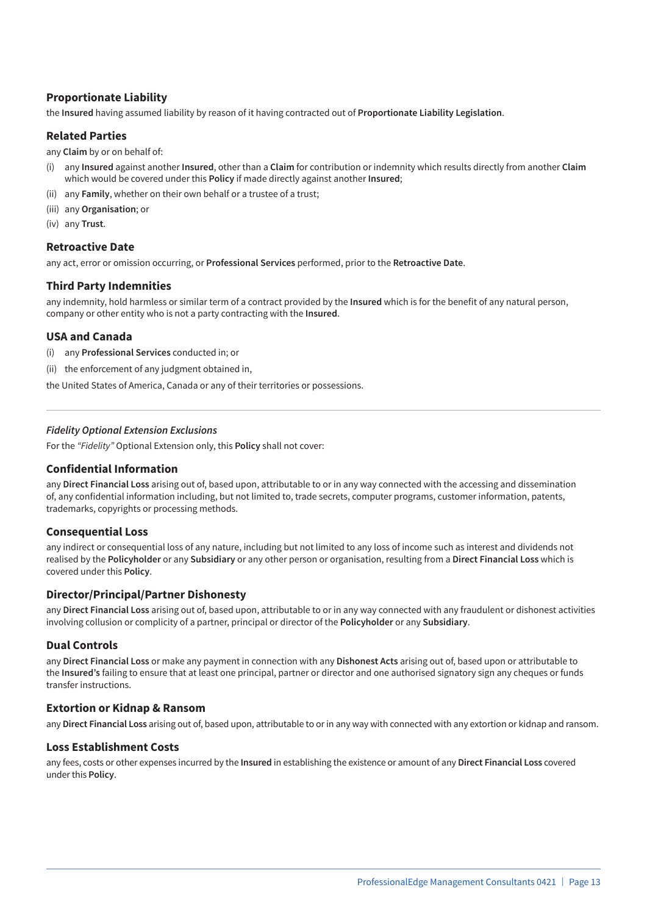### Proportionate Liability

the **Insured** having assumed liability by reason of it having contracted out of **Proportionate Liability Legislation**.

### Related Parties

any **Claim** by or on behalf of:

(i) any **Insured** against another **Insured**, other than a **Claim** for contribution or indemnity which results directly from another **Claim** which would be covered under this **Policy** if made directly against another **Insured**;

(ii) any **Family**, whether on their own behalf or a trustee of a trust;

(iii) any **Organisation**; or

(iv) any **Trust**.

### Retroactive Date

any act, error or omission occurring, or **Professional Services** performed, prior to the **Retroactive Date**.

### Third Party Indemnities

any indemnity, hold harmless or similar term of a contract provided by the **Insured** which is for the benefit of any natural person, company or other entity who is not a party contracting with the **Insured**.

### USA and Canada

(i) any **Professional Services** conducted in; or

(ii) the enforcement of any judgment obtained in,

the United States of America, Canada or any of their territories or possessions.

---

*Fidelity Optional Extension Exclusions*

For the *"Fidelity"* Optional Extension only, this **Policy** shall not cover:

### Confidential Information

any **Direct Financial Loss** arising out of, based upon, attributable to or in any way connected with the accessing and dissemination of, any confidential information including, but not limited to, trade secrets, computer programs, customer information, patents, trademarks, copyrights or processing methods.

### Consequential Loss

any indirect or consequential loss of any nature, including but not limited to any loss of income such as interest and dividends not realised by the **Policyholder** or any **Subsidiary** or any other person or organisation, resulting from a **Direct Financial Loss** which is covered under this **Policy**.

### Director/Principal/Partner Dishonesty

any **Direct Financial Loss** arising out of, based upon, attributable to or in any way connected with any fraudulent or dishonest activities involving collusion or complicity of a partner, principal or director of the **Policyholder** or any **Subsidiary**.

### Dual Controls

any **Direct Financial Loss** or make any payment in connection with any **Dishonest Acts** arising out of, based upon or attributable to the **Insured's** failing to ensure that at least one principal, partner or director and one authorised signatory sign any cheques or funds transfer instructions.

### Extortion or Kidnap & Ransom

any **Direct Financial Loss** arising out of, based upon, attributable to or in any way with connected with any extortion or kidnap and ransom.

### Loss Establishment Costs

any fees, costs or other expenses incurred by the **Insured** in establishing the existence or amount of any **Direct Financial Loss** covered under this **Policy**.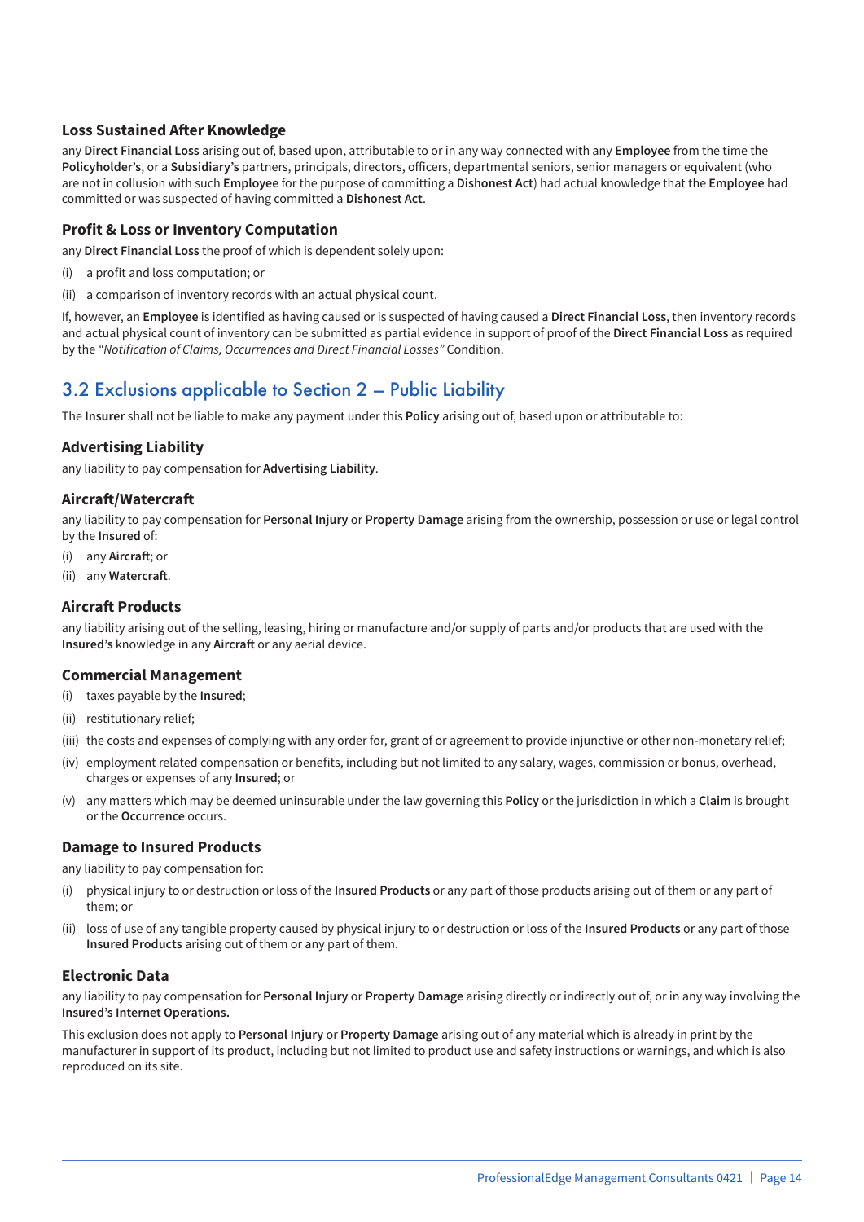#### Loss Sustained After Knowledge

any **Direct Financial Loss** arising out of, based upon, attributable to or in any way connected with any **Employee** from the time the **Policyholder's**, or a **Subsidiary's** partners, principals, directors, officers, departmental seniors, senior managers or equivalent (who are not in collusion with such **Employee** for the purpose of committing a **Dishonest Act**) had actual knowledge that the **Employee** had committed or was suspected of having committed a **Dishonest Act**.

#### Profit & Loss or Inventory Computation

any **Direct Financial Loss** the proof of which is dependent solely upon:

(i) a profit and loss computation; or

(ii) a comparison of inventory records with an actual physical count.

If, however, an **Employee** is identified as having caused or is suspected of having caused a **Direct Financial Loss**, then inventory records and actual physical count of inventory can be submitted as partial evidence in support of proof of the **Direct Financial Loss** as required by the *"Notification of Claims, Occurrences and Direct Financial Losses"* Condition.

## 3.2 Exclusions applicable to Section 2 – Public Liability

The **Insurer** shall not be liable to make any payment under this **Policy** arising out of, based upon or attributable to:

#### Advertising Liability

any liability to pay compensation for **Advertising Liability**.

#### Aircraft/Watercraft

any liability to pay compensation for **Personal Injury** or **Property Damage** arising from the ownership, possession or use or legal control by the **Insured** of:

(i) any **Aircraft**; or

(ii) any **Watercraft**.

#### Aircraft Products

any liability arising out of the selling, leasing, hiring or manufacture and/or supply of parts and/or products that are used with the **Insured's** knowledge in any **Aircraft** or any aerial device.

#### Commercial Management

(i) taxes payable by the **Insured**;

(ii) restitutionary relief;

(iii) the costs and expenses of complying with any order for, grant of or agreement to provide injunctive or other non-monetary relief;

(iv) employment related compensation or benefits, including but not limited to any salary, wages, commission or bonus, overhead, charges or expenses of any **Insured**; or

(v) any matters which may be deemed uninsurable under the law governing this **Policy** or the jurisdiction in which a **Claim** is brought or the **Occurrence** occurs.

#### Damage to Insured Products

any liability to pay compensation for:

(i) physical injury to or destruction or loss of the **Insured Products** or any part of those products arising out of them or any part of them; or

(ii) loss of use of any tangible property caused by physical injury to or destruction or loss of the **Insured Products** or any part of those **Insured Products** arising out of them or any part of them.

#### Electronic Data

any liability to pay compensation for **Personal Injury** or **Property Damage** arising directly or indirectly out of, or in any way involving the **Insured's Internet Operations.**

This exclusion does not apply to **Personal Injury** or **Property Damage** arising out of any material which is already in print by the manufacturer in support of its product, including but not limited to product use and safety instructions or warnings, and which is also reproduced on its site.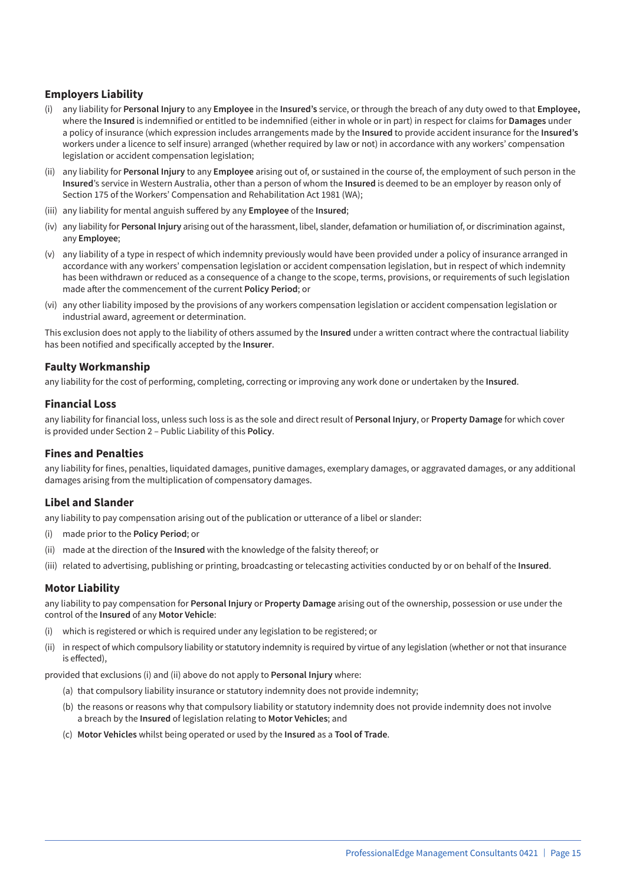### Employers Liability

(i) any liability for **Personal Injury** to any **Employee** in the **Insured's** service, or through the breach of any duty owed to that **Employee,** where the **Insured** is indemnified or entitled to be indemnified (either in whole or in part) in respect for claims for **Damages** under a policy of insurance (which expression includes arrangements made by the **Insured** to provide accident insurance for the **Insured's** workers under a licence to self insure) arranged (whether required by law or not) in accordance with any workers' compensation legislation or accident compensation legislation;

(ii) any liability for **Personal Injury** to any **Employee** arising out of, or sustained in the course of, the employment of such person in the **Insured**'s service in Western Australia, other than a person of whom the **Insured** is deemed to be an employer by reason only of Section 175 of the Workers' Compensation and Rehabilitation Act 1981 (WA);

(iii) any liability for mental anguish suffered by any **Employee** of the **Insured**;

(iv) any liability for **Personal Injury** arising out of the harassment, libel, slander, defamation or humiliation of, or discrimination against, any **Employee**;

(v) any liability of a type in respect of which indemnity previously would have been provided under a policy of insurance arranged in accordance with any workers' compensation legislation or accident compensation legislation, but in respect of which indemnity has been withdrawn or reduced as a consequence of a change to the scope, terms, provisions, or requirements of such legislation made after the commencement of the current **Policy Period**; or

(vi) any other liability imposed by the provisions of any workers compensation legislation or accident compensation legislation or industrial award, agreement or determination.

This exclusion does not apply to the liability of others assumed by the **Insured** under a written contract where the contractual liability has been notified and specifically accepted by the **Insurer**.

### Faulty Workmanship

any liability for the cost of performing, completing, correcting or improving any work done or undertaken by the **Insured**.

### Financial Loss

any liability for financial loss, unless such loss is as the sole and direct result of **Personal Injury**, or **Property Damage** for which cover is provided under Section 2 – Public Liability of this **Policy**.

### Fines and Penalties

any liability for fines, penalties, liquidated damages, punitive damages, exemplary damages, or aggravated damages, or any additional damages arising from the multiplication of compensatory damages.

### Libel and Slander

any liability to pay compensation arising out of the publication or utterance of a libel or slander:

(i) made prior to the **Policy Period**; or

(ii) made at the direction of the **Insured** with the knowledge of the falsity thereof; or

(iii) related to advertising, publishing or printing, broadcasting or telecasting activities conducted by or on behalf of the **Insured**.

### Motor Liability

any liability to pay compensation for **Personal Injury** or **Property Damage** arising out of the ownership, possession or use under the control of the **Insured** of any **Motor Vehicle**:

(i) which is registered or which is required under any legislation to be registered; or

(ii) in respect of which compulsory liability or statutory indemnity is required by virtue of any legislation (whether or not that insurance is effected),

provided that exclusions (i) and (ii) above do not apply to **Personal Injury** where:

(a) that compulsory liability insurance or statutory indemnity does not provide indemnity;

(b) the reasons or reasons why that compulsory liability or statutory indemnity does not provide indemnity does not involve a breach by the **Insured** of legislation relating to **Motor Vehicles**; and

(c) **Motor Vehicles** whilst being operated or used by the **Insured** as a **Tool of Trade**.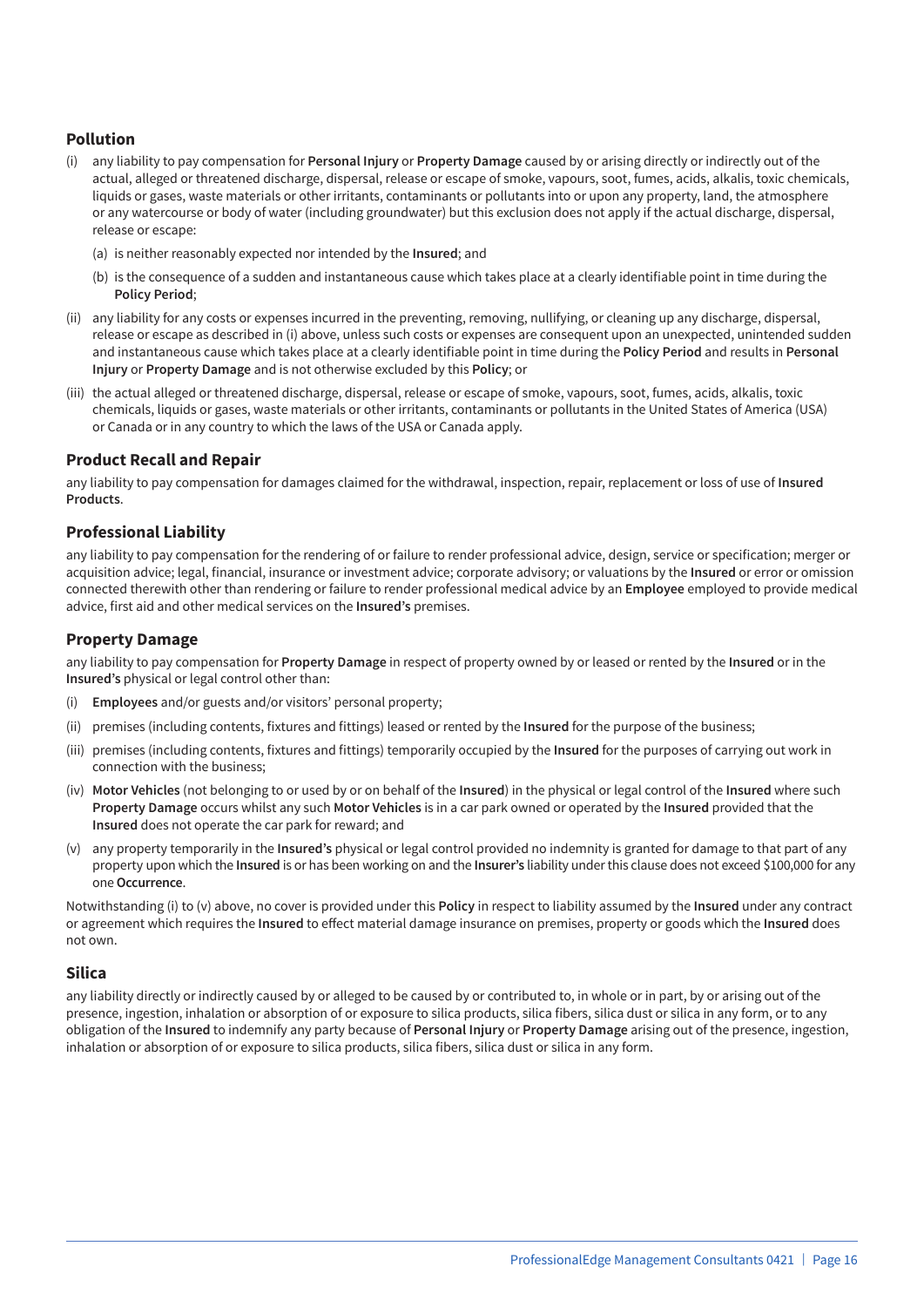### Pollution

(i) any liability to pay compensation for **Personal Injury** or **Property Damage** caused by or arising directly or indirectly out of the actual, alleged or threatened discharge, dispersal, release or escape of smoke, vapours, soot, fumes, acids, alkalis, toxic chemicals, liquids or gases, waste materials or other irritants, contaminants or pollutants into or upon any property, land, the atmosphere or any watercourse or body of water (including groundwater) but this exclusion does not apply if the actual discharge, dispersal, release or escape:

   (a) is neither reasonably expected nor intended by the **Insured**; and

   (b) is the consequence of a sudden and instantaneous cause which takes place at a clearly identifiable point in time during the **Policy Period**;

(ii) any liability for any costs or expenses incurred in the preventing, removing, nullifying, or cleaning up any discharge, dispersal, release or escape as described in (i) above, unless such costs or expenses are consequent upon an unexpected, unintended sudden and instantaneous cause which takes place at a clearly identifiable point in time during the **Policy Period** and results in **Personal Injury** or **Property Damage** and is not otherwise excluded by this **Policy**; or

(iii) the actual alleged or threatened discharge, dispersal, release or escape of smoke, vapours, soot, fumes, acids, alkalis, toxic chemicals, liquids or gases, waste materials or other irritants, contaminants or pollutants in the United States of America (USA) or Canada or in any country to which the laws of the USA or Canada apply.

### Product Recall and Repair

any liability to pay compensation for damages claimed for the withdrawal, inspection, repair, replacement or loss of use of **Insured Products**.

### Professional Liability

any liability to pay compensation for the rendering of or failure to render professional advice, design, service or specification; merger or acquisition advice; legal, financial, insurance or investment advice; corporate advisory; or valuations by the **Insured** or error or omission connected therewith other than rendering or failure to render professional medical advice by an **Employee** employed to provide medical advice, first aid and other medical services on the **Insured's** premises.

### Property Damage

any liability to pay compensation for **Property Damage** in respect of property owned by or leased or rented by the **Insured** or in the **Insured's** physical or legal control other than:

(i) **Employees** and/or guests and/or visitors' personal property;

(ii) premises (including contents, fixtures and fittings) leased or rented by the **Insured** for the purpose of the business;

(iii) premises (including contents, fixtures and fittings) temporarily occupied by the **Insured** for the purposes of carrying out work in connection with the business;

(iv) **Motor Vehicles** (not belonging to or used by or on behalf of the **Insured**) in the physical or legal control of the **Insured** where such **Property Damage** occurs whilst any such **Motor Vehicles** is in a car park owned or operated by the **Insured** provided that the **Insured** does not operate the car park for reward; and

(v) any property temporarily in the **Insured's** physical or legal control provided no indemnity is granted for damage to that part of any property upon which the **Insured** is or has been working on and the **Insurer's** liability under this clause does not exceed $100,000 for any one **Occurrence**.

Notwithstanding (i) to (v) above, no cover is provided under this **Policy** in respect to liability assumed by the **Insured** under any contract or agreement which requires the **Insured** to effect material damage insurance on premises, property or goods which the **Insured** does not own.

### Silica

any liability directly or indirectly caused by or alleged to be caused by or contributed to, in whole or in part, by or arising out of the presence, ingestion, inhalation or absorption of or exposure to silica products, silica fibers, silica dust or silica in any form, or to any obligation of the **Insured** to indemnify any party because of **Personal Injury** or **Property Damage** arising out of the presence, ingestion, inhalation or absorption of or exposure to silica products, silica fibers, silica dust or silica in any form.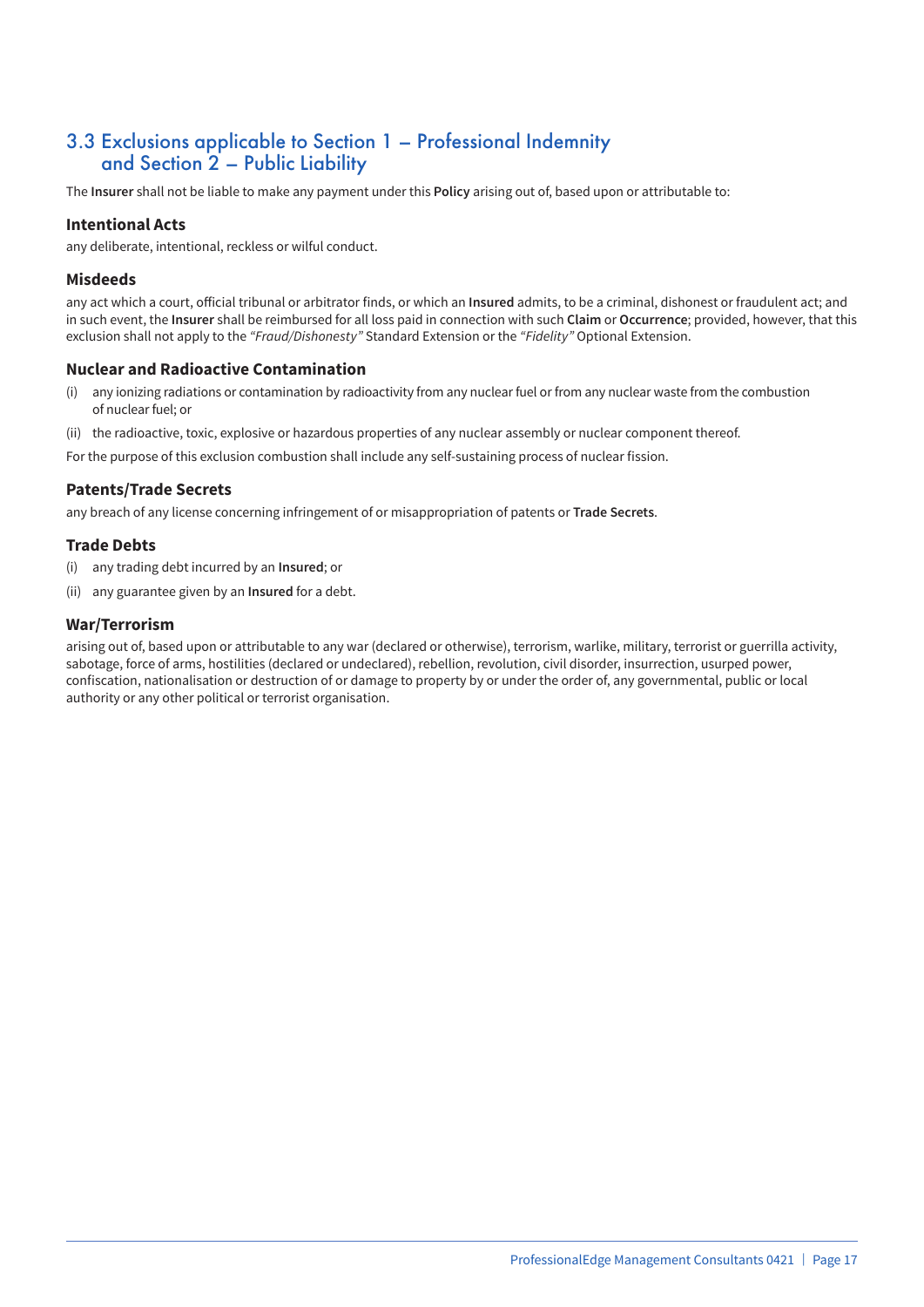## 3.3 Exclusions applicable to Section 1 – Professional Indemnity and Section 2 – Public Liability

The **Insurer** shall not be liable to make any payment under this **Policy** arising out of, based upon or attributable to:

### Intentional Acts

any deliberate, intentional, reckless or wilful conduct.

### Misdeeds

any act which a court, official tribunal or arbitrator finds, or which an **Insured** admits, to be a criminal, dishonest or fraudulent act; and in such event, the **Insurer** shall be reimbursed for all loss paid in connection with such **Claim** or **Occurrence**; provided, however, that this exclusion shall not apply to the *"Fraud/Dishonesty"* Standard Extension or the *"Fidelity"* Optional Extension.

### Nuclear and Radioactive Contamination

(i) any ionizing radiations or contamination by radioactivity from any nuclear fuel or from any nuclear waste from the combustion of nuclear fuel; or

(ii) the radioactive, toxic, explosive or hazardous properties of any nuclear assembly or nuclear component thereof.

For the purpose of this exclusion combustion shall include any self-sustaining process of nuclear fission.

### Patents/Trade Secrets

any breach of any license concerning infringement of or misappropriation of patents or **Trade Secrets**.

### Trade Debts

(i) any trading debt incurred by an **Insured**; or

(ii) any guarantee given by an **Insured** for a debt.

### War/Terrorism

arising out of, based upon or attributable to any war (declared or otherwise), terrorism, warlike, military, terrorist or guerrilla activity, sabotage, force of arms, hostilities (declared or undeclared), rebellion, revolution, civil disorder, insurrection, usurped power, confiscation, nationalisation or destruction of or damage to property by or under the order of, any governmental, public or local authority or any other political or terrorist organisation.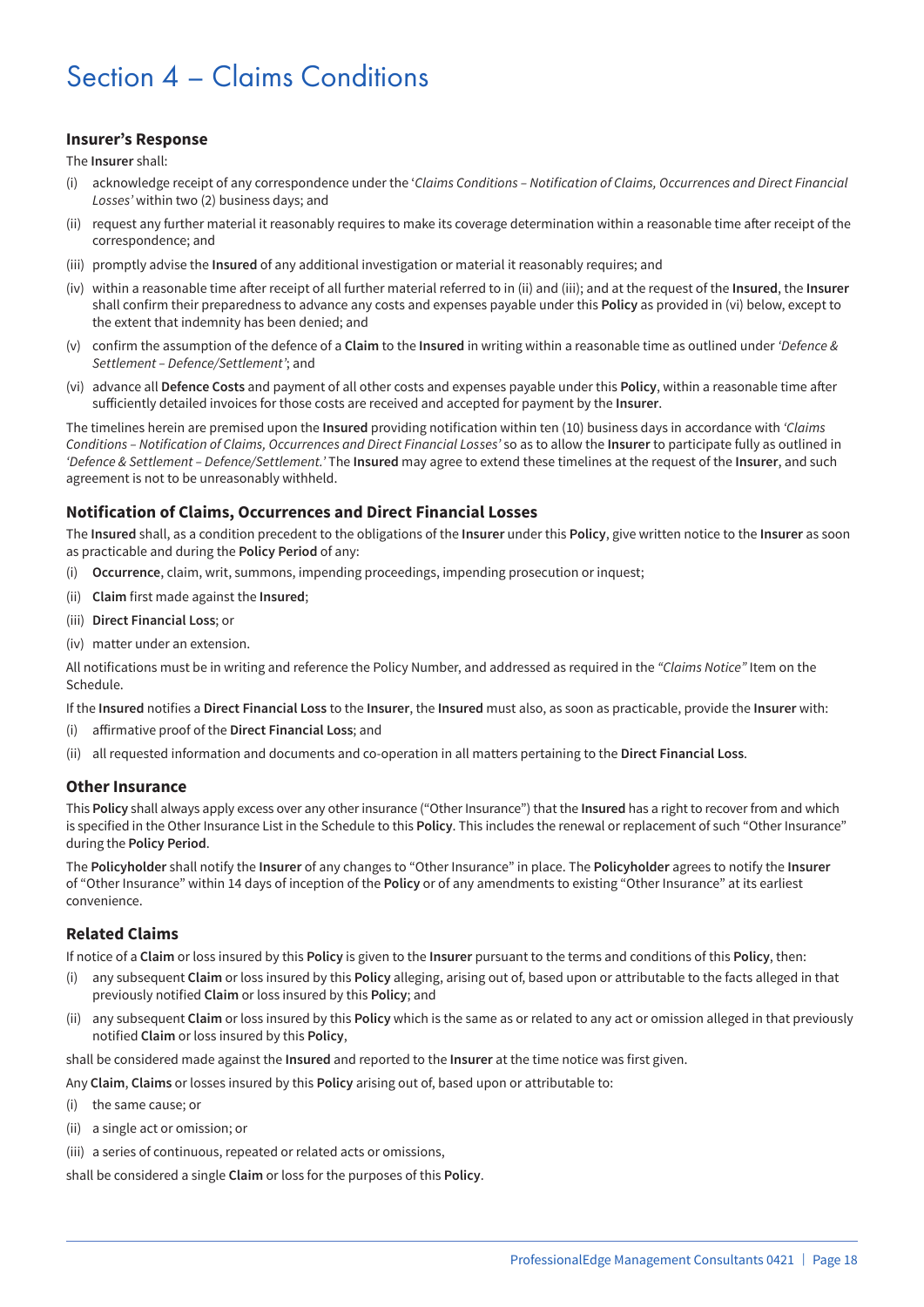# Section 4 – Claims Conditions

### Insurer's Response

The **Insurer** shall:

(i) acknowledge receipt of any correspondence under the '*Claims Conditions – Notification of Claims, Occurrences and Direct Financial Losses'* within two (2) business days; and

(ii) request any further material it reasonably requires to make its coverage determination within a reasonable time after receipt of the correspondence; and

(iii) promptly advise the **Insured** of any additional investigation or material it reasonably requires; and

(iv) within a reasonable time after receipt of all further material referred to in (ii) and (iii); and at the request of the **Insured**, the **Insurer** shall confirm their preparedness to advance any costs and expenses payable under this **Policy** as provided in (vi) below, except to the extent that indemnity has been denied; and

(v) confirm the assumption of the defence of a **Claim** to the **Insured** in writing within a reasonable time as outlined under *'Defence & Settlement – Defence/Settlement'*; and

(vi) advance all **Defence Costs** and payment of all other costs and expenses payable under this **Policy**, within a reasonable time after sufficiently detailed invoices for those costs are received and accepted for payment by the **Insurer**.

The timelines herein are premised upon the **Insured** providing notification within ten (10) business days in accordance with *'Claims Conditions – Notification of Claims, Occurrences and Direct Financial Losses'* so as to allow the **Insurer** to participate fully as outlined in *'Defence & Settlement – Defence/Settlement.'* The **Insured** may agree to extend these timelines at the request of the **Insurer**, and such agreement is not to be unreasonably withheld.

### Notification of Claims, Occurrences and Direct Financial Losses

The **Insured** shall, as a condition precedent to the obligations of the **Insurer** under this **Policy**, give written notice to the **Insurer** as soon as practicable and during the **Policy Period** of any:

(i) **Occurrence**, claim, writ, summons, impending proceedings, impending prosecution or inquest;

(ii) **Claim** first made against the **Insured**;

(iii) **Direct Financial Loss**; or

(iv) matter under an extension.

All notifications must be in writing and reference the Policy Number, and addressed as required in the *"Claims Notice"* Item on the Schedule.

If the **Insured** notifies a **Direct Financial Loss** to the **Insurer**, the **Insured** must also, as soon as practicable, provide the **Insurer** with:

(i) affirmative proof of the **Direct Financial Loss**; and

(ii) all requested information and documents and co-operation in all matters pertaining to the **Direct Financial Loss**.

### Other Insurance

This **Policy** shall always apply excess over any other insurance ("Other Insurance") that the **Insured** has a right to recover from and which is specified in the Other Insurance List in the Schedule to this **Policy**. This includes the renewal or replacement of such "Other Insurance" during the **Policy Period**.

The **Policyholder** shall notify the **Insurer** of any changes to "Other Insurance" in place. The **Policyholder** agrees to notify the **Insurer** of "Other Insurance" within 14 days of inception of the **Policy** or of any amendments to existing "Other Insurance" at its earliest convenience.

### Related Claims

If notice of a **Claim** or loss insured by this **Policy** is given to the **Insurer** pursuant to the terms and conditions of this **Policy**, then:

(i) any subsequent **Claim** or loss insured by this **Policy** alleging, arising out of, based upon or attributable to the facts alleged in that previously notified **Claim** or loss insured by this **Policy**; and

(ii) any subsequent **Claim** or loss insured by this **Policy** which is the same as or related to any act or omission alleged in that previously notified **Claim** or loss insured by this **Policy**,

shall be considered made against the **Insured** and reported to the **Insurer** at the time notice was first given.

Any **Claim**, **Claims** or losses insured by this **Policy** arising out of, based upon or attributable to:

(i) the same cause; or

(ii) a single act or omission; or

(iii) a series of continuous, repeated or related acts or omissions,

shall be considered a single **Claim** or loss for the purposes of this **Policy**.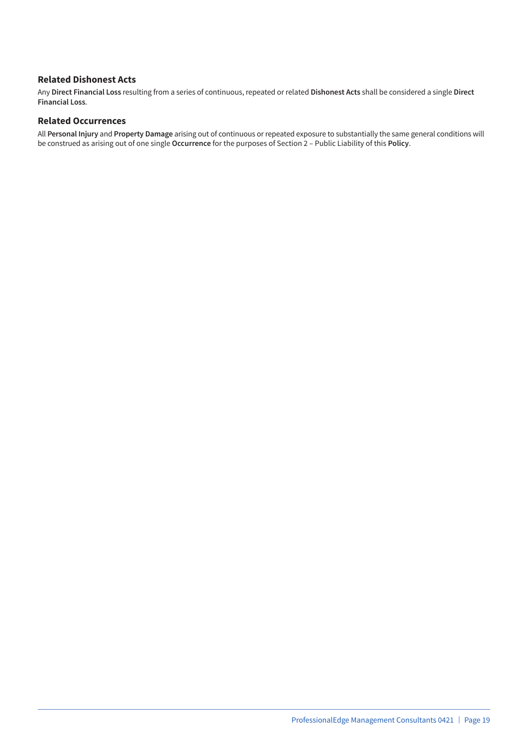### Related Dishonest Acts

Any **Direct Financial Loss** resulting from a series of continuous, repeated or related **Dishonest Acts** shall be considered a single **Direct Financial Loss**.

### Related Occurrences

All **Personal Injury** and **Property Damage** arising out of continuous or repeated exposure to substantially the same general conditions will be construed as arising out of one single **Occurrence** for the purposes of Section 2 – Public Liability of this **Policy**.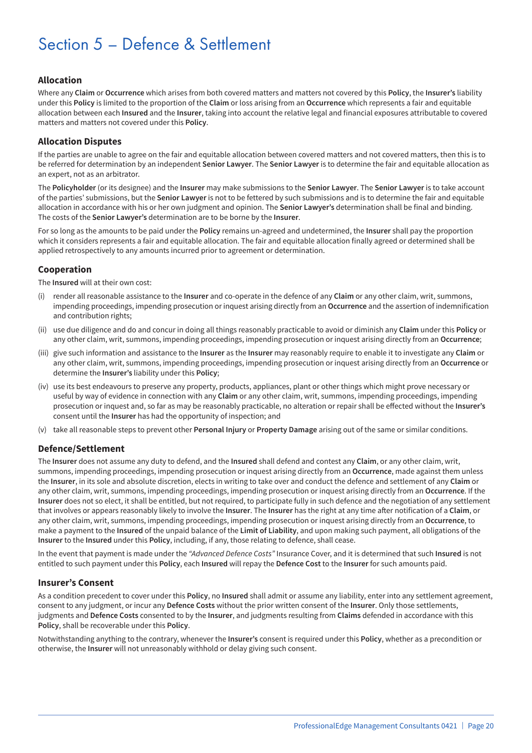# Section 5 – Defence & Settlement

## Allocation

Where any **Claim** or **Occurrence** which arises from both covered matters and matters not covered by this **Policy**, the **Insurer's** liability under this **Policy** is limited to the proportion of the **Claim** or loss arising from an **Occurrence** which represents a fair and equitable allocation between each **Insured** and the **Insurer**, taking into account the relative legal and financial exposures attributable to covered matters and matters not covered under this **Policy**.

## Allocation Disputes

If the parties are unable to agree on the fair and equitable allocation between covered matters and not covered matters, then this is to be referred for determination by an independent **Senior Lawyer**. The **Senior Lawyer** is to determine the fair and equitable allocation as an expert, not as an arbitrator.

The **Policyholder** (or its designee) and the **Insurer** may make submissions to the **Senior Lawyer**. The **Senior Lawyer** is to take account of the parties' submissions, but the **Senior Lawyer** is not to be fettered by such submissions and is to determine the fair and equitable allocation in accordance with his or her own judgment and opinion. The **Senior Lawyer's** determination shall be final and binding. The costs of the **Senior Lawyer's** determination are to be borne by the **Insurer**.

For so long as the amounts to be paid under the **Policy** remains un-agreed and undetermined, the **Insurer** shall pay the proportion which it considers represents a fair and equitable allocation. The fair and equitable allocation finally agreed or determined shall be applied retrospectively to any amounts incurred prior to agreement or determination.

## Cooperation

The **Insured** will at their own cost:

(i) render all reasonable assistance to the **Insurer** and co-operate in the defence of any **Claim** or any other claim, writ, summons, impending proceedings, impending prosecution or inquest arising directly from an **Occurrence** and the assertion of indemnification and contribution rights;

(ii) use due diligence and do and concur in doing all things reasonably practicable to avoid or diminish any **Claim** under this **Policy** or any other claim, writ, summons, impending proceedings, impending prosecution or inquest arising directly from an **Occurrence**;

(iii) give such information and assistance to the **Insurer** as the **Insurer** may reasonably require to enable it to investigate any **Claim** or any other claim, writ, summons, impending proceedings, impending prosecution or inquest arising directly from an **Occurrence** or determine the **Insurer's** liability under this **Policy**;

(iv) use its best endeavours to preserve any property, products, appliances, plant or other things which might prove necessary or useful by way of evidence in connection with any **Claim** or any other claim, writ, summons, impending proceedings, impending prosecution or inquest and, so far as may be reasonably practicable, no alteration or repair shall be effected without the **Insurer's** consent until the **Insurer** has had the opportunity of inspection; and

(v) take all reasonable steps to prevent other **Personal Injury** or **Property Damage** arising out of the same or similar conditions.

## Defence/Settlement

The **Insurer** does not assume any duty to defend, and the **Insured** shall defend and contest any **Claim**, or any other claim, writ, summons, impending proceedings, impending prosecution or inquest arising directly from an **Occurrence**, made against them unless the **Insurer**, in its sole and absolute discretion, elects in writing to take over and conduct the defence and settlement of any **Claim** or any other claim, writ, summons, impending proceedings, impending prosecution or inquest arising directly from an **Occurrence**. If the **Insurer** does not so elect, it shall be entitled, but not required, to participate fully in such defence and the negotiation of any settlement that involves or appears reasonably likely to involve the **Insurer**. The **Insurer** has the right at any time after notification of a **Claim**, or any other claim, writ, summons, impending proceedings, impending prosecution or inquest arising directly from an **Occurrence**, to make a payment to the **Insured** of the unpaid balance of the **Limit of Liability**, and upon making such payment, all obligations of the **Insurer** to the **Insured** under this **Policy**, including, if any, those relating to defence, shall cease.

In the event that payment is made under the *"Advanced Defence Costs"* Insurance Cover, and it is determined that such **Insured** is not entitled to such payment under this **Policy**, each **Insured** will repay the **Defence Cost** to the **Insurer** for such amounts paid.

## Insurer's Consent

As a condition precedent to cover under this **Policy**, no **Insured** shall admit or assume any liability, enter into any settlement agreement, consent to any judgment, or incur any **Defence Costs** without the prior written consent of the **Insurer**. Only those settlements, judgments and **Defence Costs** consented to by the **Insurer**, and judgments resulting from **Claims** defended in accordance with this **Policy**, shall be recoverable under this **Policy**.

Notwithstanding anything to the contrary, whenever the **Insurer's** consent is required under this **Policy**, whether as a precondition or otherwise, the **Insurer** will not unreasonably withhold or delay giving such consent.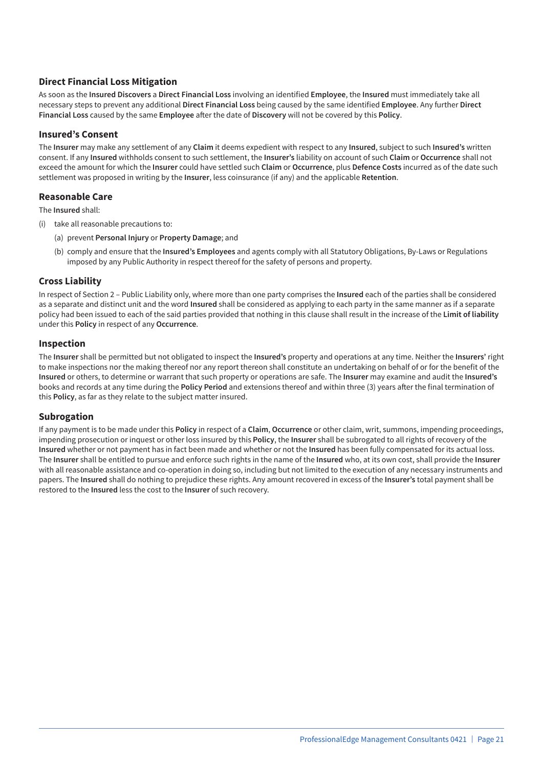## Direct Financial Loss Mitigation

As soon as the **Insured Discovers** a **Direct Financial Loss** involving an identified **Employee**, the **Insured** must immediately take all necessary steps to prevent any additional **Direct Financial Loss** being caused by the same identified **Employee**. Any further **Direct Financial Loss** caused by the same **Employee** after the date of **Discovery** will not be covered by this **Policy**.

## Insured's Consent

The **Insurer** may make any settlement of any **Claim** it deems expedient with respect to any **Insured**, subject to such **Insured's** written consent. If any **Insured** withholds consent to such settlement, the **Insurer's** liability on account of such **Claim** or **Occurrence** shall not exceed the amount for which the **Insurer** could have settled such **Claim** or **Occurrence**, plus **Defence Costs** incurred as of the date such settlement was proposed in writing by the **Insurer**, less coinsurance (if any) and the applicable **Retention**.

## Reasonable Care

The **Insured** shall:

(i) take all reasonable precautions to:

- (a) prevent **Personal Injury** or **Property Damage**; and
- (b) comply and ensure that the **Insured's Employees** and agents comply with all Statutory Obligations, By-Laws or Regulations imposed by any Public Authority in respect thereof for the safety of persons and property.

## Cross Liability

In respect of Section 2 – Public Liability only, where more than one party comprises the **Insured** each of the parties shall be considered as a separate and distinct unit and the word **Insured** shall be considered as applying to each party in the same manner as if a separate policy had been issued to each of the said parties provided that nothing in this clause shall result in the increase of the **Limit of liability** under this **Policy** in respect of any **Occurrence**.

## Inspection

The **Insurer** shall be permitted but not obligated to inspect the **Insured's** property and operations at any time. Neither the **Insurers'** right to make inspections nor the making thereof nor any report thereon shall constitute an undertaking on behalf of or for the benefit of the **Insured** or others, to determine or warrant that such property or operations are safe. The **Insurer** may examine and audit the **Insured's** books and records at any time during the **Policy Period** and extensions thereof and within three (3) years after the final termination of this **Policy**, as far as they relate to the subject matter insured.

## Subrogation

If any payment is to be made under this **Policy** in respect of a **Claim**, **Occurrence** or other claim, writ, summons, impending proceedings, impending prosecution or inquest or other loss insured by this **Policy**, the **Insurer** shall be subrogated to all rights of recovery of the **Insured** whether or not payment has in fact been made and whether or not the **Insured** has been fully compensated for its actual loss. The **Insurer** shall be entitled to pursue and enforce such rights in the name of the **Insured** who, at its own cost, shall provide the **Insurer** with all reasonable assistance and co-operation in doing so, including but not limited to the execution of any necessary instruments and papers. The **Insured** shall do nothing to prejudice these rights. Any amount recovered in excess of the **Insurer's** total payment shall be restored to the **Insured** less the cost to the **Insurer** of such recovery.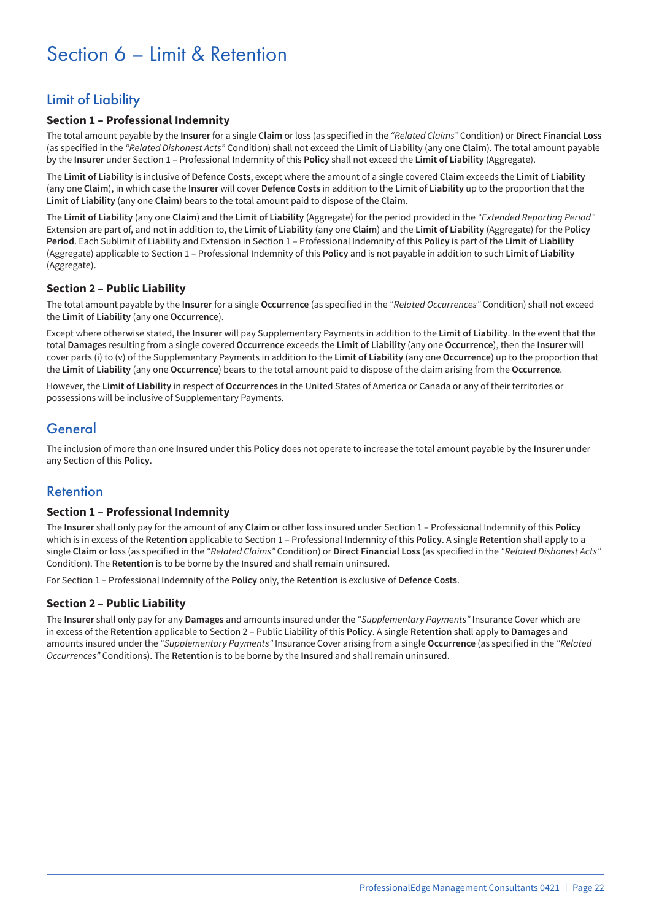# Section 6 – Limit & Retention

## Limit of Liability

### Section 1 – Professional Indemnity

The total amount payable by the **Insurer** for a single **Claim** or loss (as specified in the *"Related Claims"* Condition) or **Direct Financial Loss** (as specified in the *"Related Dishonest Acts"* Condition) shall not exceed the Limit of Liability (any one **Claim**). The total amount payable by the **Insurer** under Section 1 – Professional Indemnity of this **Policy** shall not exceed the **Limit of Liability** (Aggregate).

The **Limit of Liability** is inclusive of **Defence Costs**, except where the amount of a single covered **Claim** exceeds the **Limit of Liability** (any one **Claim**), in which case the **Insurer** will cover **Defence Costs** in addition to the **Limit of Liability** up to the proportion that the **Limit of Liability** (any one **Claim**) bears to the total amount paid to dispose of the **Claim**.

The **Limit of Liability** (any one **Claim**) and the **Limit of Liability** (Aggregate) for the period provided in the *"Extended Reporting Period"* Extension are part of, and not in addition to, the **Limit of Liability** (any one **Claim**) and the **Limit of Liability** (Aggregate) for the **Policy Period**. Each Sublimit of Liability and Extension in Section 1 – Professional Indemnity of this **Policy** is part of the **Limit of Liability** (Aggregate) applicable to Section 1 – Professional Indemnity of this **Policy** and is not payable in addition to such **Limit of Liability** (Aggregate).

### Section 2 – Public Liability

The total amount payable by the **Insurer** for a single **Occurrence** (as specified in the *"Related Occurrences"* Condition) shall not exceed the **Limit of Liability** (any one **Occurrence**).

Except where otherwise stated, the **Insurer** will pay Supplementary Payments in addition to the **Limit of Liability**. In the event that the total **Damages** resulting from a single covered **Occurrence** exceeds the **Limit of Liability** (any one **Occurrence**), then the **Insurer** will cover parts (i) to (v) of the Supplementary Payments in addition to the **Limit of Liability** (any one **Occurrence**) up to the proportion that the **Limit of Liability** (any one **Occurrence**) bears to the total amount paid to dispose of the claim arising from the **Occurrence**.

However, the **Limit of Liability** in respect of **Occurrences** in the United States of America or Canada or any of their territories or possessions will be inclusive of Supplementary Payments.

## General

The inclusion of more than one **Insured** under this **Policy** does not operate to increase the total amount payable by the **Insurer** under any Section of this **Policy**.

## Retention

### Section 1 – Professional Indemnity

The **Insurer** shall only pay for the amount of any **Claim** or other loss insured under Section 1 – Professional Indemnity of this **Policy** which is in excess of the **Retention** applicable to Section 1 – Professional Indemnity of this **Policy**. A single **Retention** shall apply to a single **Claim** or loss (as specified in the *"Related Claims"* Condition) or **Direct Financial Loss** (as specified in the *"Related Dishonest Acts"* Condition). The **Retention** is to be borne by the **Insured** and shall remain uninsured.

For Section 1 – Professional Indemnity of the **Policy** only, the **Retention** is exclusive of **Defence Costs**.

### Section 2 – Public Liability

The **Insurer** shall only pay for any **Damages** and amounts insured under the *"Supplementary Payments"* Insurance Cover which are in excess of the **Retention** applicable to Section 2 – Public Liability of this **Policy**. A single **Retention** shall apply to **Damages** and amounts insured under the *"Supplementary Payments"* Insurance Cover arising from a single **Occurrence** (as specified in the *"Related Occurrences"* Conditions). The **Retention** is to be borne by the **Insured** and shall remain uninsured.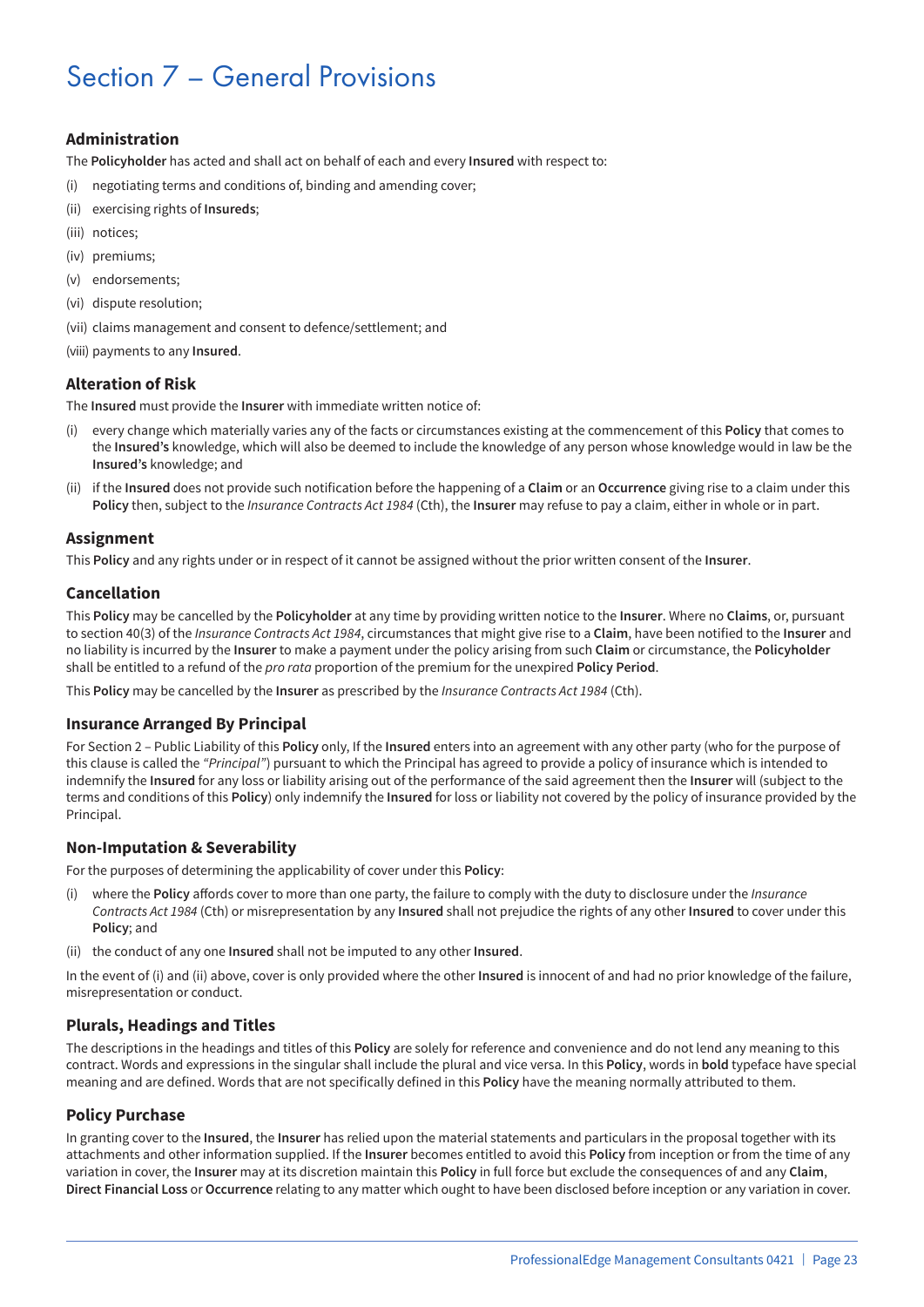# Section 7 – General Provisions

## Administration

The **Policyholder** has acted and shall act on behalf of each and every **Insured** with respect to:

(i) negotiating terms and conditions of, binding and amending cover;

(ii) exercising rights of **Insureds**;

(iii) notices;

(iv) premiums;

(v) endorsements;

(vi) dispute resolution;

(vii) claims management and consent to defence/settlement; and

(viii) payments to any **Insured**.

## Alteration of Risk

The **Insured** must provide the **Insurer** with immediate written notice of:

(i) every change which materially varies any of the facts or circumstances existing at the commencement of this **Policy** that comes to the **Insured's** knowledge, which will also be deemed to include the knowledge of any person whose knowledge would in law be the **Insured's** knowledge; and

(ii) if the **Insured** does not provide such notification before the happening of a **Claim** or an **Occurrence** giving rise to a claim under this **Policy** then, subject to the *Insurance Contracts Act 1984* (Cth), the **Insurer** may refuse to pay a claim, either in whole or in part.

## Assignment

This **Policy** and any rights under or in respect of it cannot be assigned without the prior written consent of the **Insurer**.

## Cancellation

This **Policy** may be cancelled by the **Policyholder** at any time by providing written notice to the **Insurer**. Where no **Claims**, or, pursuant to section 40(3) of the *Insurance Contracts Act 1984*, circumstances that might give rise to a **Claim**, have been notified to the **Insurer** and no liability is incurred by the **Insurer** to make a payment under the policy arising from such **Claim** or circumstance, the **Policyholder** shall be entitled to a refund of the *pro rata* proportion of the premium for the unexpired **Policy Period**.

This **Policy** may be cancelled by the **Insurer** as prescribed by the *Insurance Contracts Act 1984* (Cth).

## Insurance Arranged By Principal

For Section 2 – Public Liability of this **Policy** only, If the **Insured** enters into an agreement with any other party (who for the purpose of this clause is called the *"Principal"*) pursuant to which the Principal has agreed to provide a policy of insurance which is intended to indemnify the **Insured** for any loss or liability arising out of the performance of the said agreement then the **Insurer** will (subject to the terms and conditions of this **Policy**) only indemnify the **Insured** for loss or liability not covered by the policy of insurance provided by the Principal.

## Non-Imputation & Severability

For the purposes of determining the applicability of cover under this **Policy**:

(i) where the **Policy** affords cover to more than one party, the failure to comply with the duty to disclosure under the *Insurance Contracts Act 1984* (Cth) or misrepresentation by any **Insured** shall not prejudice the rights of any other **Insured** to cover under this **Policy**; and

(ii) the conduct of any one **Insured** shall not be imputed to any other **Insured**.

In the event of (i) and (ii) above, cover is only provided where the other **Insured** is innocent of and had no prior knowledge of the failure, misrepresentation or conduct.

## Plurals, Headings and Titles

The descriptions in the headings and titles of this **Policy** are solely for reference and convenience and do not lend any meaning to this contract. Words and expressions in the singular shall include the plural and vice versa. In this **Policy**, words in **bold** typeface have special meaning and are defined. Words that are not specifically defined in this **Policy** have the meaning normally attributed to them.

## Policy Purchase

In granting cover to the **Insured**, the **Insurer** has relied upon the material statements and particulars in the proposal together with its attachments and other information supplied. If the **Insurer** becomes entitled to avoid this **Policy** from inception or from the time of any variation in cover, the **Insurer** may at its discretion maintain this **Policy** in full force but exclude the consequences of and any **Claim**, **Direct Financial Loss** or **Occurrence** relating to any matter which ought to have been disclosed before inception or any variation in cover.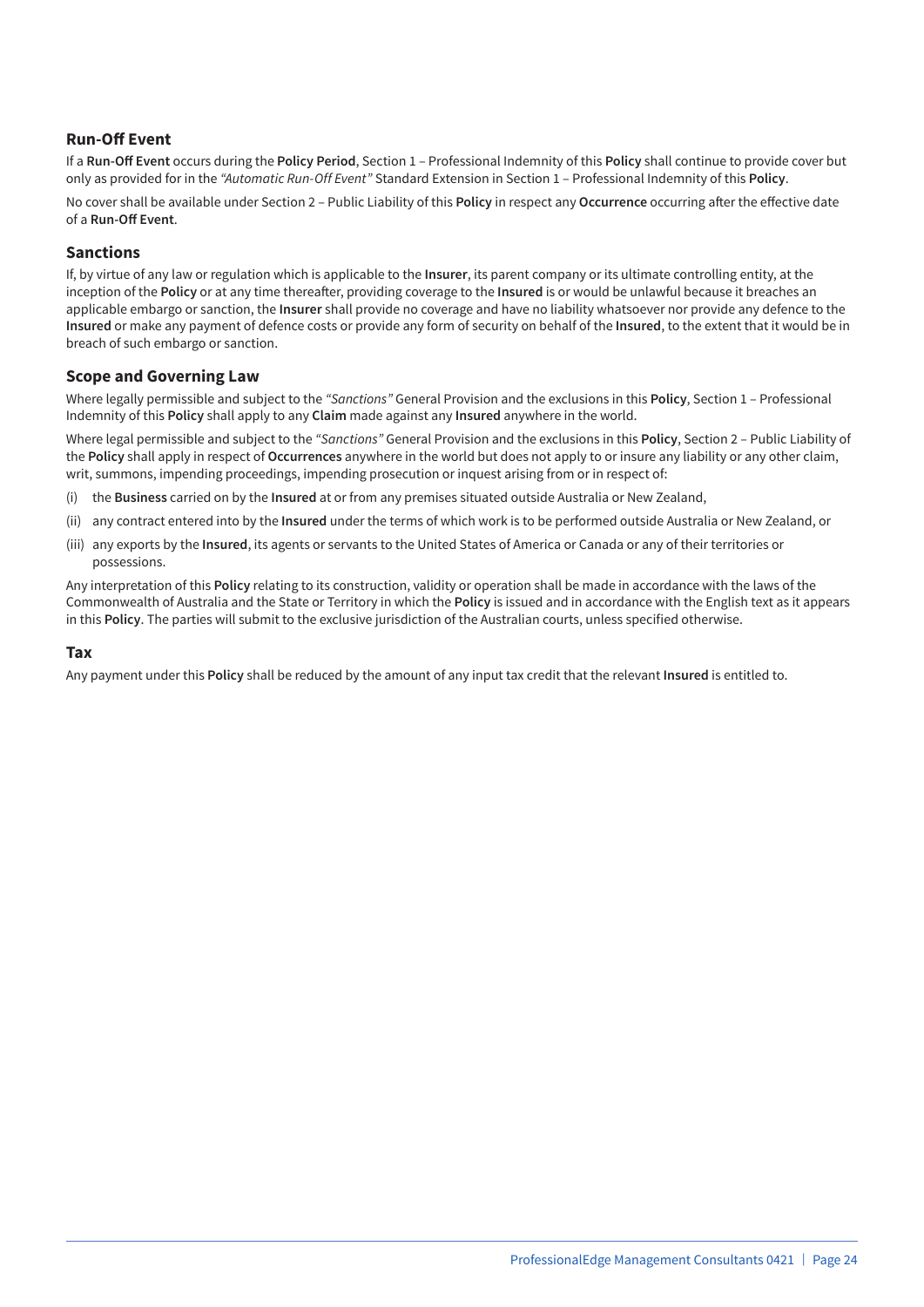## Run-Off Event

If a **Run-Off Event** occurs during the **Policy Period**, Section 1 – Professional Indemnity of this **Policy** shall continue to provide cover but only as provided for in the *"Automatic Run-Off Event"* Standard Extension in Section 1 – Professional Indemnity of this **Policy**.

No cover shall be available under Section 2 – Public Liability of this **Policy** in respect any **Occurrence** occurring after the effective date of a **Run-Off Event**.

## Sanctions

If, by virtue of any law or regulation which is applicable to the **Insurer**, its parent company or its ultimate controlling entity, at the inception of the **Policy** or at any time thereafter, providing coverage to the **Insured** is or would be unlawful because it breaches an applicable embargo or sanction, the **Insurer** shall provide no coverage and have no liability whatsoever nor provide any defence to the **Insured** or make any payment of defence costs or provide any form of security on behalf of the **Insured**, to the extent that it would be in breach of such embargo or sanction.

## Scope and Governing Law

Where legally permissible and subject to the *"Sanctions"* General Provision and the exclusions in this **Policy**, Section 1 – Professional Indemnity of this **Policy** shall apply to any **Claim** made against any **Insured** anywhere in the world.

Where legal permissible and subject to the *"Sanctions"* General Provision and the exclusions in this **Policy**, Section 2 – Public Liability of the **Policy** shall apply in respect of **Occurrences** anywhere in the world but does not apply to or insure any liability or any other claim, writ, summons, impending proceedings, impending prosecution or inquest arising from or in respect of:

(i) the **Business** carried on by the **Insured** at or from any premises situated outside Australia or New Zealand,

(ii) any contract entered into by the **Insured** under the terms of which work is to be performed outside Australia or New Zealand, or

(iii) any exports by the **Insured**, its agents or servants to the United States of America or Canada or any of their territories or possessions.

Any interpretation of this **Policy** relating to its construction, validity or operation shall be made in accordance with the laws of the Commonwealth of Australia and the State or Territory in which the **Policy** is issued and in accordance with the English text as it appears in this **Policy**. The parties will submit to the exclusive jurisdiction of the Australian courts, unless specified otherwise.

## Tax

Any payment under this **Policy** shall be reduced by the amount of any input tax credit that the relevant **Insured** is entitled to.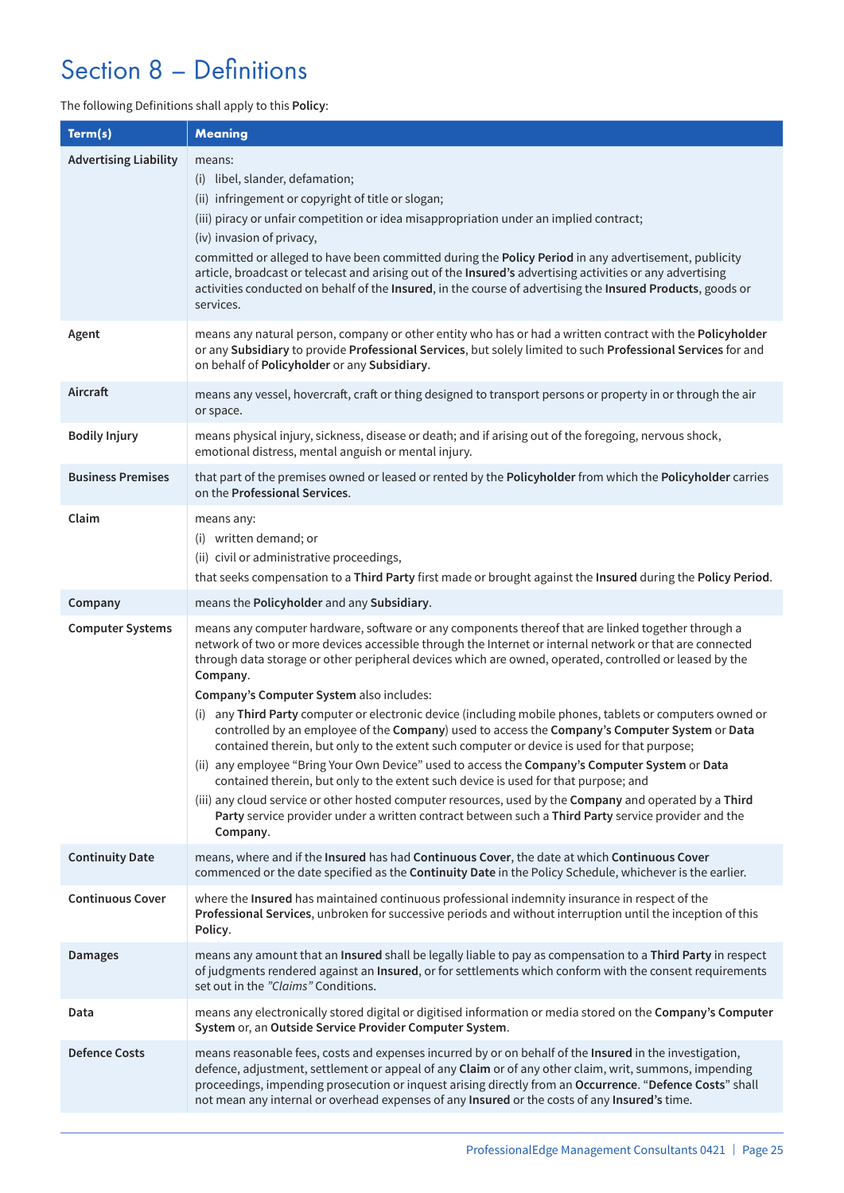# Section 8 – Definitions

The following Definitions shall apply to this **Policy**:

| Term(s) | Meaning |
|---|---|
| **Advertising Liability** | means:<br>(i) libel, slander, defamation;<br>(ii) infringement or copyright of title or slogan;<br>(iii) piracy or unfair competition or idea misappropriation under an implied contract;<br>(iv) invasion of privacy,<br>committed or alleged to have been committed during the **Policy Period** in any advertisement, publicity article, broadcast or telecast and arising out of the **Insured's** advertising activities or any advertising activities conducted on behalf of the **Insured**, in the course of advertising the **Insured Products**, goods or services. |
| **Agent** | means any natural person, company or other entity who has or had a written contract with the **Policyholder** or any **Subsidiary** to provide **Professional Services**, but solely limited to such **Professional Services** for and on behalf of **Policyholder** or any **Subsidiary**. |
| **Aircraft** | means any vessel, hovercraft, craft or thing designed to transport persons or property in or through the air or space. |
| **Bodily Injury** | means physical injury, sickness, disease or death; and if arising out of the foregoing, nervous shock, emotional distress, mental anguish or mental injury. |
| **Business Premises** | that part of the premises owned or leased or rented by the **Policyholder** from which the **Policyholder** carries on the **Professional Services**. |
| **Claim** | means any:<br>(i) written demand; or<br>(ii) civil or administrative proceedings,<br>that seeks compensation to a **Third Party** first made or brought against the **Insured** during the **Policy Period**. |
| **Company** | means the **Policyholder** and any **Subsidiary**. |
| **Computer Systems** | means any computer hardware, software or any components thereof that are linked together through a network of two or more devices accessible through the Internet or internal network or that are connected through data storage or other peripheral devices which are owned, operated, controlled or leased by the **Company**.<br>**Company's Computer System** also includes:<br>(i) any **Third Party** computer or electronic device (including mobile phones, tablets or computers owned or controlled by an employee of the **Company**) used to access the **Company's Computer System** or **Data** contained therein, but only to the extent such computer or device is used for that purpose;<br>(ii) any employee "Bring Your Own Device" used to access the **Company's Computer System** or **Data** contained therein, but only to the extent such device is used for that purpose; and<br>(iii) any cloud service or other hosted computer resources, used by the **Company** and operated by a **Third Party** service provider under a written contract between such a **Third Party** service provider and the **Company**. |
| **Continuity Date** | means, where and if the **Insured** has had **Continuous Cover**, the date at which **Continuous Cover** commenced or the date specified as the **Continuity Date** in the Policy Schedule, whichever is the earlier. |
| **Continuous Cover** | where the **Insured** has maintained continuous professional indemnity insurance in respect of the **Professional Services**, unbroken for successive periods and without interruption until the inception of this **Policy**. |
| **Damages** | means any amount that an **Insured** shall be legally liable to pay as compensation to a **Third Party** in respect of judgments rendered against an **Insured**, or for settlements which conform with the consent requirements set out in the *"Claims"* Conditions. |
| **Data** | means any electronically stored digital or digitised information or media stored on the **Company's Computer System** or, an **Outside Service Provider Computer System**. |
| **Defence Costs** | means reasonable fees, costs and expenses incurred by or on behalf of the **Insured** in the investigation, defence, adjustment, settlement or appeal of any **Claim** or of any other claim, writ, summons, impending proceedings, impending prosecution or inquest arising directly from an **Occurrence**. "**Defence Costs**" shall not mean any internal or overhead expenses of any **Insured** or the costs of any **Insured's** time. |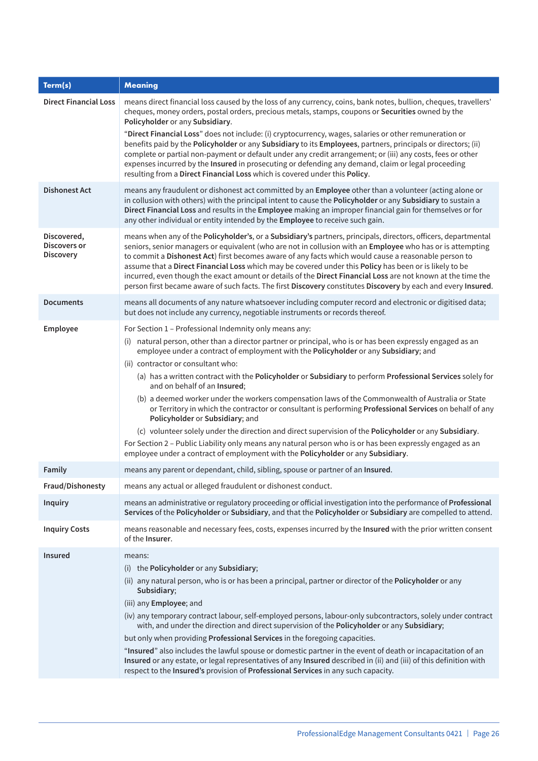| Term(s) | Meaning |
|---|---|
| **Direct Financial Loss** | means direct financial loss caused by the loss of any currency, coins, bank notes, bullion, cheques, travellers' cheques, money orders, postal orders, precious metals, stamps, coupons or **Securities** owned by the **Policyholder** or any **Subsidiary**.<br><br>"**Direct Financial Loss**" does not include: (i) cryptocurrency, wages, salaries or other remuneration or benefits paid by the **Policyholder** or any **Subsidiary** to its **Employees**, partners, principals or directors; (ii) complete or partial non-payment or default under any credit arrangement; or (iii) any costs, fees or other expenses incurred by the **Insured** in prosecuting or defending any demand, claim or legal proceeding resulting from a **Direct Financial Loss** which is covered under this **Policy**. |
| **Dishonest Act** | means any fraudulent or dishonest act committed by an **Employee** other than a volunteer (acting alone or in collusion with others) with the principal intent to cause the **Policyholder** or any **Subsidiary** to sustain a **Direct Financial Loss** and results in the **Employee** making an improper financial gain for themselves or for any other individual or entity intended by the **Employee** to receive such gain. |
| **Discovered, Discovers or Discovery** | means when any of the **Policyholder's**, or a **Subsidiary's** partners, principals, directors, officers, departmental seniors, senior managers or equivalent (who are not in collusion with an **Employee** who has or is attempting to commit a **Dishonest Act**) first becomes aware of any facts which would cause a reasonable person to assume that a **Direct Financial Loss** which may be covered under this **Policy** has been or is likely to be incurred, even though the exact amount or details of the **Direct Financial Loss** are not known at the time the person first became aware of such facts. The first **Discovery** constitutes **Discovery** by each and every **Insured**. |
| **Documents** | means all documents of any nature whatsoever including computer record and electronic or digitised data; but does not include any currency, negotiable instruments or records thereof. |
| **Employee** | For Section 1 – Professional Indemnity only means any:<br>(i) natural person, other than a director partner or principal, who is or has been expressly engaged as an employee under a contract of employment with the **Policyholder** or any **Subsidiary**; and<br>(ii) contractor or consultant who:<br>(a) has a written contract with the **Policyholder** or **Subsidiary** to perform **Professional Services** solely for and on behalf of an **Insured**;<br>(b) a deemed worker under the workers compensation laws of the Commonwealth of Australia or State or Territory in which the contractor or consultant is performing **Professional Services** on behalf of any **Policyholder** or **Subsidiary**; and<br>(c) volunteer solely under the direction and direct supervision of the **Policyholder** or any **Subsidiary**.<br>For Section 2 – Public Liability only means any natural person who is or has been expressly engaged as an employee under a contract of employment with the **Policyholder** or any **Subsidiary**. |
| **Family** | means any parent or dependant, child, sibling, spouse or partner of an **Insured**. |
| **Fraud/Dishonesty** | means any actual or alleged fraudulent or dishonest conduct. |
| **Inquiry** | means an administrative or regulatory proceeding or official investigation into the performance of **Professional Services** of the **Policyholder** or **Subsidiary**, and that the **Policyholder** or **Subsidiary** are compelled to attend. |
| **Inquiry Costs** | means reasonable and necessary fees, costs, expenses incurred by the **Insured** with the prior written consent of the **Insurer**. |
| **Insured** | means:<br>(i) the **Policyholder** or any **Subsidiary**;<br>(ii) any natural person, who is or has been a principal, partner or director of the **Policyholder** or any **Subsidiary**;<br>(iii) any **Employee**; and<br>(iv) any temporary contract labour, self-employed persons, labour-only subcontractors, solely under contract with, and under the direction and direct supervision of the **Policyholder** or any **Subsidiary**;<br>but only when providing **Professional Services** in the foregoing capacities.<br>"**Insured**" also includes the lawful spouse or domestic partner in the event of death or incapacitation of an **Insured** or any estate, or legal representatives of any **Insured** described in (ii) and (iii) of this definition with respect to the **Insured's** provision of **Professional Services** in any such capacity. |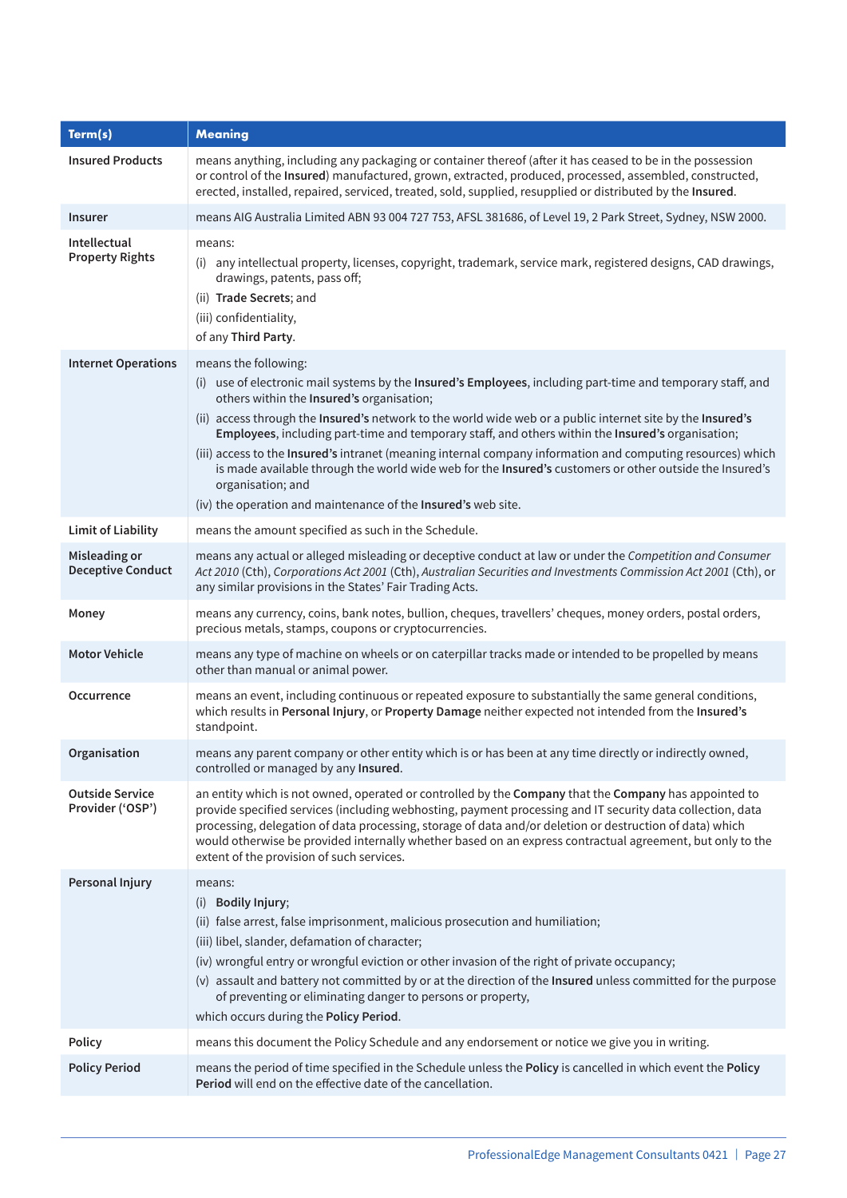| Term(s) | Meaning |
|---|---|
| **Insured Products** | means anything, including any packaging or container thereof (after it has ceased to be in the possession or control of the **Insured**) manufactured, grown, extracted, produced, processed, assembled, constructed, erected, installed, repaired, serviced, treated, sold, supplied, resupplied or distributed by the **Insured**. |
| **Insurer** | means AIG Australia Limited ABN 93 004 727 753, AFSL 381686, of Level 19, 2 Park Street, Sydney, NSW 2000. |
| **Intellectual Property Rights** | means:<br>(i) any intellectual property, licenses, copyright, trademark, service mark, registered designs, CAD drawings, drawings, patents, pass off;<br>(ii) **Trade Secrets**; and<br>(iii) confidentiality,<br>of any **Third Party**. |
| **Internet Operations** | means the following:<br>(i) use of electronic mail systems by the **Insured's Employees**, including part-time and temporary staff, and others within the **Insured's** organisation;<br>(ii) access through the **Insured's** network to the world wide web or a public internet site by the **Insured's Employees**, including part-time and temporary staff, and others within the **Insured's** organisation;<br>(iii) access to the **Insured's** intranet (meaning internal company information and computing resources) which is made available through the world wide web for the **Insured's** customers or other outside the Insured's organisation; and<br>(iv) the operation and maintenance of the **Insured's** web site. |
| **Limit of Liability** | means the amount specified as such in the Schedule. |
| **Misleading or Deceptive Conduct** | means any actual or alleged misleading or deceptive conduct at law or under the *Competition and Consumer Act 2010* (Cth), *Corporations Act 2001* (Cth), *Australian Securities and Investments Commission Act 2001* (Cth), or any similar provisions in the States' Fair Trading Acts. |
| **Money** | means any currency, coins, bank notes, bullion, cheques, travellers' cheques, money orders, postal orders, precious metals, stamps, coupons or cryptocurrencies. |
| **Motor Vehicle** | means any type of machine on wheels or on caterpillar tracks made or intended to be propelled by means other than manual or animal power. |
| **Occurrence** | means an event, including continuous or repeated exposure to substantially the same general conditions, which results in **Personal Injury**, or **Property Damage** neither expected not intended from the **Insured's** standpoint. |
| **Organisation** | means any parent company or other entity which is or has been at any time directly or indirectly owned, controlled or managed by any **Insured**. |
| **Outside Service Provider ('OSP')** | an entity which is not owned, operated or controlled by the **Company** that the **Company** has appointed to provide specified services (including webhosting, payment processing and IT security data collection, data processing, delegation of data processing, storage of data and/or deletion or destruction of data) which would otherwise be provided internally whether based on an express contractual agreement, but only to the extent of the provision of such services. |
| **Personal Injury** | means:<br>(i) **Bodily Injury**;<br>(ii) false arrest, false imprisonment, malicious prosecution and humiliation;<br>(iii) libel, slander, defamation of character;<br>(iv) wrongful entry or wrongful eviction or other invasion of the right of private occupancy;<br>(v) assault and battery not committed by or at the direction of the **Insured** unless committed for the purpose of preventing or eliminating danger to persons or property,<br>which occurs during the **Policy Period**. |
| **Policy** | means this document the Policy Schedule and any endorsement or notice we give you in writing. |
| **Policy Period** | means the period of time specified in the Schedule unless the **Policy** is cancelled in which event the **Policy Period** will end on the effective date of the cancellation. |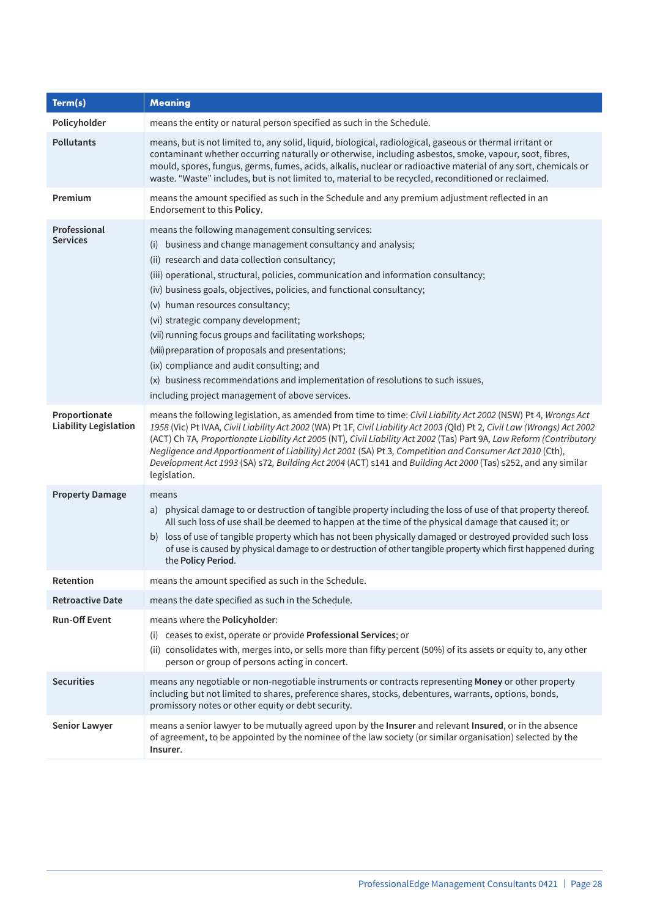| Term(s) | Meaning |
|---|---|
| **Policyholder** | means the entity or natural person specified as such in the Schedule. |
| **Pollutants** | means, but is not limited to, any solid, liquid, biological, radiological, gaseous or thermal irritant or contaminant whether occurring naturally or otherwise, including asbestos, smoke, vapour, soot, fibres, mould, spores, fungus, germs, fumes, acids, alkalis, nuclear or radioactive material of any sort, chemicals or waste. "Waste" includes, but is not limited to, material to be recycled, reconditioned or reclaimed. |
| **Premium** | means the amount specified as such in the Schedule and any premium adjustment reflected in an Endorsement to this **Policy**. |
| **Professional Services** | means the following management consulting services:<br>(i) business and change management consultancy and analysis;<br>(ii) research and data collection consultancy;<br>(iii) operational, structural, policies, communication and information consultancy;<br>(iv) business goals, objectives, policies, and functional consultancy;<br>(v) human resources consultancy;<br>(vi) strategic company development;<br>(vii) running focus groups and facilitating workshops;<br>(viii) preparation of proposals and presentations;<br>(ix) compliance and audit consulting; and<br>(x) business recommendations and implementation of resolutions to such issues,<br>including project management of above services. |
| **Proportionate Liability Legislation** | means the following legislation, as amended from time to time: *Civil Liability Act 2002* (NSW) Pt 4, *Wrongs Act 1958* (Vic) Pt IVAA, *Civil Liability Act 2002* (WA) Pt 1F, *Civil Liability Act 2003* (Qld) Pt 2, *Civil Law (Wrongs) Act 2002* (ACT) Ch 7A, *Proportionate Liability Act 2005* (NT), *Civil Liability Act 2002* (Tas) Part 9A, *Law Reform (Contributory Negligence and Apportionment of Liability) Act 2001* (SA) Pt 3, *Competition and Consumer Act 2010* (Cth), *Development Act 1993* (SA) s72, *Building Act 2004* (ACT) s141 and *Building Act 2000* (Tas) s252, and any similar legislation. |
| **Property Damage** | means<br>a) physical damage to or destruction of tangible property including the loss of use of that property thereof. All such loss of use shall be deemed to happen at the time of the physical damage that caused it; or<br>b) loss of use of tangible property which has not been physically damaged or destroyed provided such loss of use is caused by physical damage to or destruction of other tangible property which first happened during the **Policy Period**. |
| **Retention** | means the amount specified as such in the Schedule. |
| **Retroactive Date** | means the date specified as such in the Schedule. |
| **Run-Off Event** | means where the **Policyholder**:<br>(i) ceases to exist, operate or provide **Professional Services**; or<br>(ii) consolidates with, merges into, or sells more than fifty percent (50%) of its assets or equity to, any other person or group of persons acting in concert. |
| **Securities** | means any negotiable or non-negotiable instruments or contracts representing **Money** or other property including but not limited to shares, preference shares, stocks, debentures, warrants, options, bonds, promissory notes or other equity or debt security. |
| **Senior Lawyer** | means a senior lawyer to be mutually agreed upon by the **Insurer** and relevant **Insured**, or in the absence of agreement, to be appointed by the nominee of the law society (or similar organisation) selected by the **Insurer**. |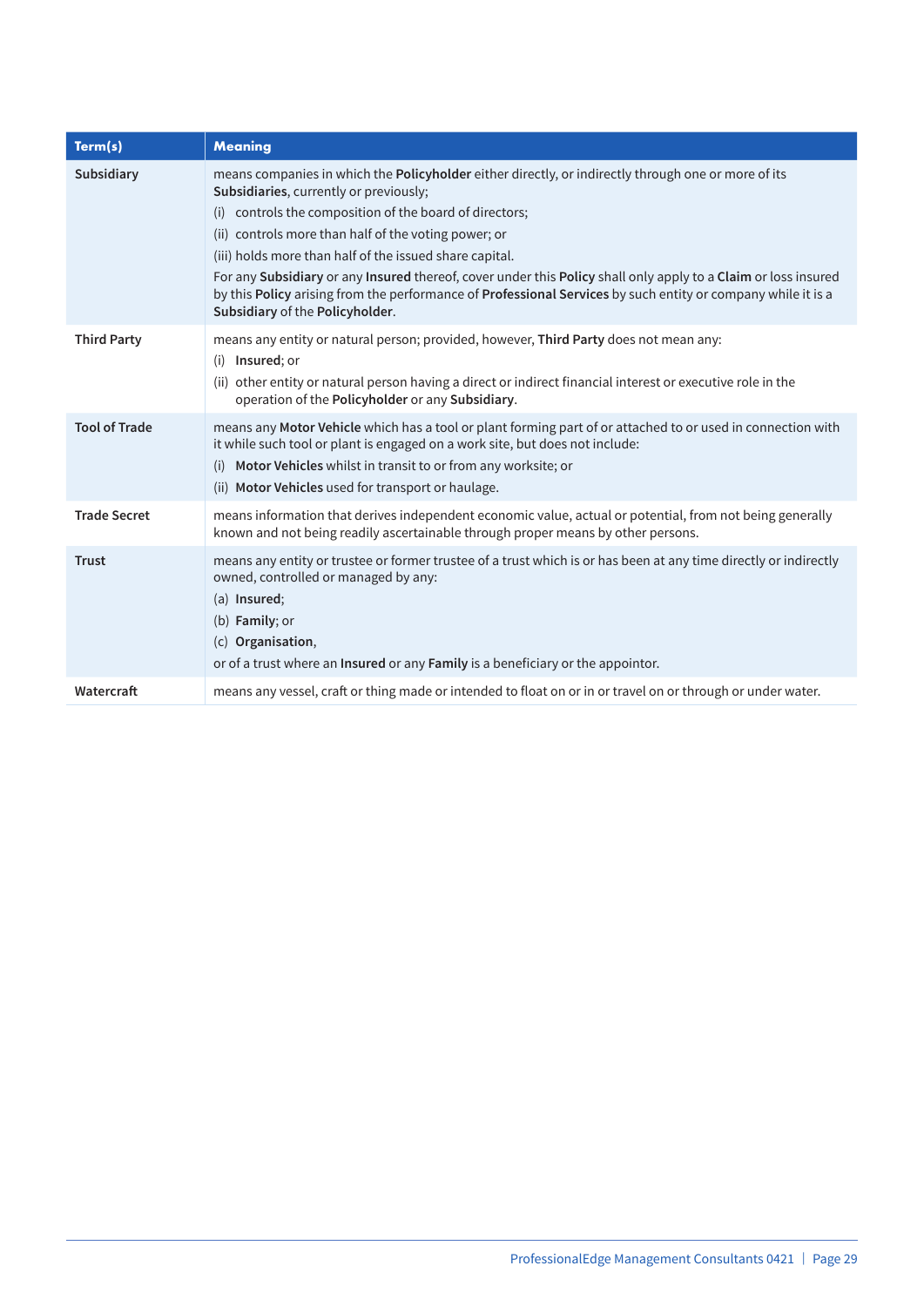| Term(s) | Meaning |
|---|---|
| **Subsidiary** | means companies in which the **Policyholder** either directly, or indirectly through one or more of its **Subsidiaries**, currently or previously;<br>(i) controls the composition of the board of directors;<br>(ii) controls more than half of the voting power; or<br>(iii) holds more than half of the issued share capital.<br>For any **Subsidiary** or any **Insured** thereof, cover under this **Policy** shall only apply to a **Claim** or loss insured by this **Policy** arising from the performance of **Professional Services** by such entity or company while it is a **Subsidiary** of the **Policyholder**. |
| **Third Party** | means any entity or natural person; provided, however, **Third Party** does not mean any:<br>(i) **Insured**; or<br>(ii) other entity or natural person having a direct or indirect financial interest or executive role in the operation of the **Policyholder** or any **Subsidiary**. |
| **Tool of Trade** | means any **Motor Vehicle** which has a tool or plant forming part of or attached to or used in connection with it while such tool or plant is engaged on a work site, but does not include:<br>(i) **Motor Vehicles** whilst in transit to or from any worksite; or<br>(ii) **Motor Vehicles** used for transport or haulage. |
| **Trade Secret** | means information that derives independent economic value, actual or potential, from not being generally known and not being readily ascertainable through proper means by other persons. |
| **Trust** | means any entity or trustee or former trustee of a trust which is or has been at any time directly or indirectly owned, controlled or managed by any:<br>(a) **Insured**;<br>(b) **Family**; or<br>(c) **Organisation**,<br>or of a trust where an **Insured** or any **Family** is a beneficiary or the appointor. |
| **Watercraft** | means any vessel, craft or thing made or intended to float on or in or travel on or through or under water. |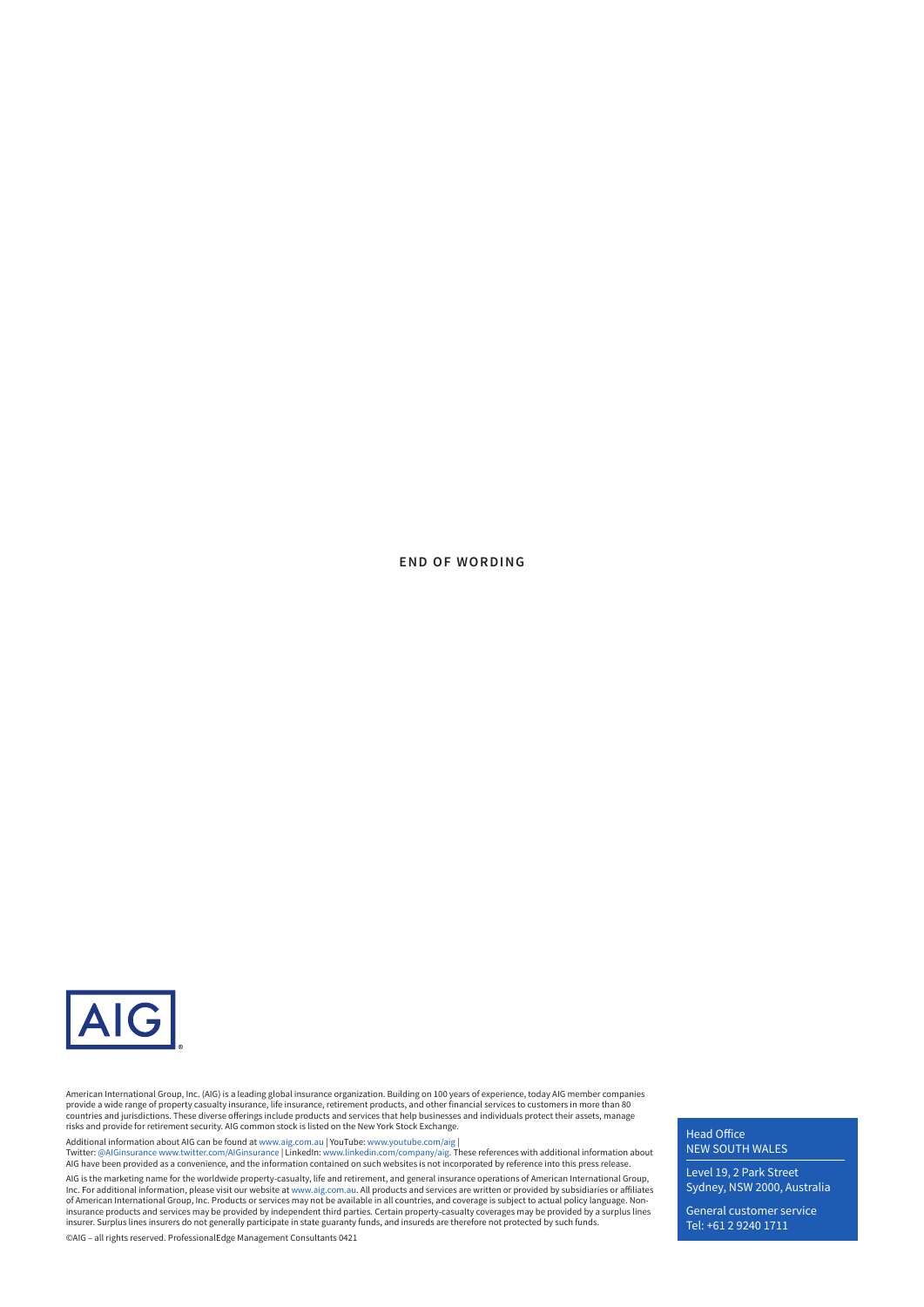**END OF WORDING**

AIG

American International Group, Inc. (AIG) is a leading global insurance organization. Building on 100 years of experience, today AIG member companies provide a wide range of property casualty insurance, life insurance, retirement products, and other financial services to customers in more than 80 countries and jurisdictions. These diverse offerings include products and services that help businesses and individuals protect their assets, manage risks and provide for retirement security. AIG common stock is listed on the New York Stock Exchange.

Additional information about AIG can be found at www.aig.com.au | YouTube: www.youtube.com/aig | Twitter: @AIGinsurance www.twitter.com/AIGinsurance | LinkedIn: www.linkedin.com/company/aig. These references with additional information about AIG have been provided as a convenience, and the information contained on such websites is not incorporated by reference into this press release.

AIG is the marketing name for the worldwide property-casualty, life and retirement, and general insurance operations of American International Group, Inc. For additional information, please visit our website at www.aig.com.au. All products and services are written or provided by subsidiaries or affiliates of American International Group, Inc. Products or services may not be available in all countries, and coverage is subject to actual policy language. Non-insurance products and services may be provided by independent third parties. Certain property-casualty coverages may be provided by a surplus lines insurer. Surplus lines insurers do not generally participate in state guaranty funds, and insureds are therefore not protected by such funds.

©AIG – all rights reserved. ProfessionalEdge Management Consultants 0421

Head Office
NEW SOUTH WALES

Level 19, 2 Park Street
Sydney, NSW 2000, Australia

General customer service
Tel: +61 2 9240 1711